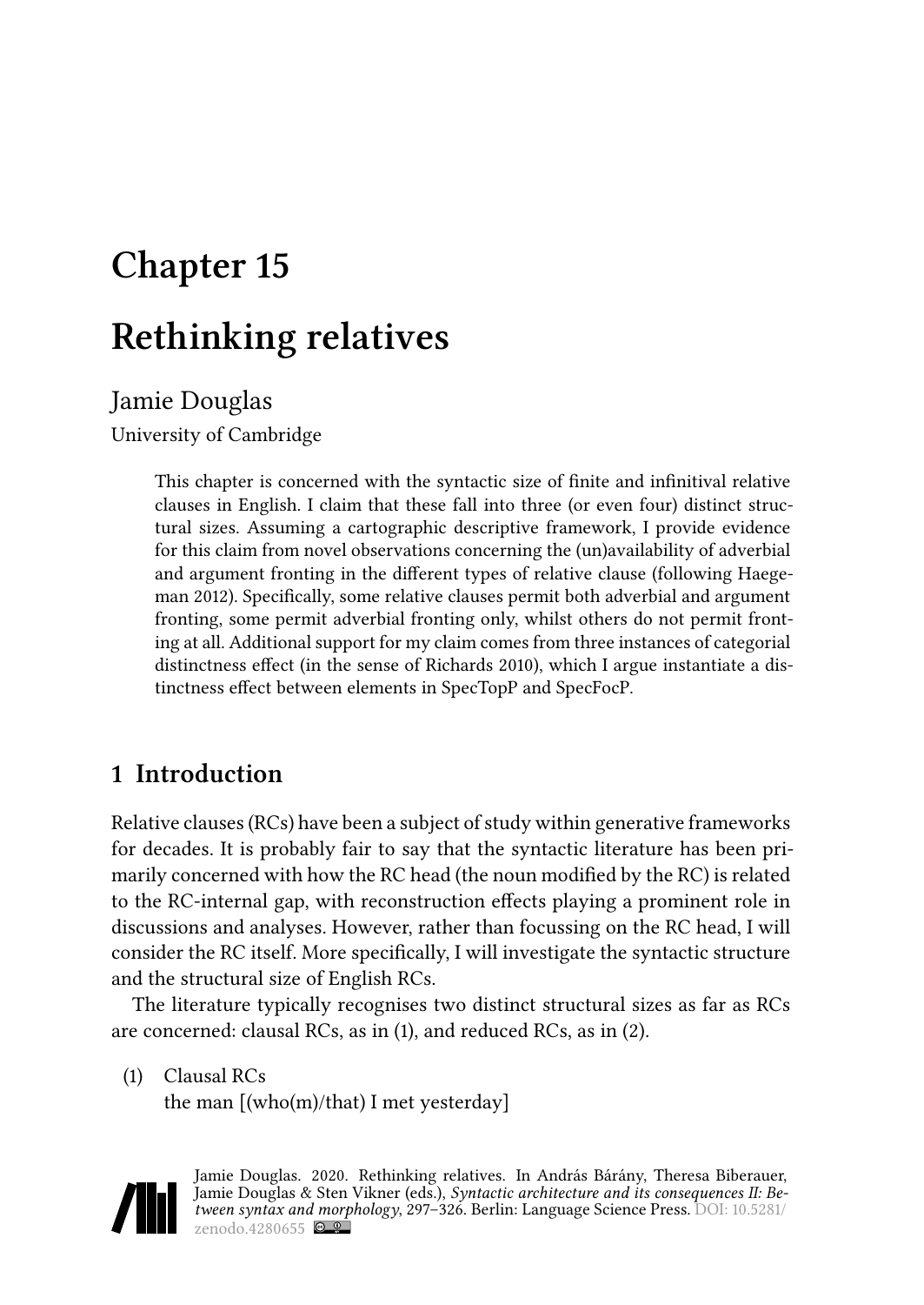# Chapter 15

# Rethinking relatives

Jamie Douglas

University of Cambridge

> This chapter is concerned with the syntactic size of finite and infinitival relative clauses in English. I claim that these fall into three (or even four) distinct structural sizes. Assuming a cartographic descriptive framework, I provide evidence for this claim from novel observations concerning the (un)availability of adverbial and argument fronting in the different types of relative clause (following Haegeman 2012). Specifically, some relative clauses permit both adverbial and argument fronting, some permit adverbial fronting only, whilst others do not permit fronting at all. Additional support for my claim comes from three instances of categorial distinctness effect (in the sense of Richards 2010), which I argue instantiate a distinctness effect between elements in SpecTopP and SpecFocP.

## 1 Introduction

Relative clauses (RCs) have been a subject of study within generative frameworks for decades. It is probably fair to say that the syntactic literature has been primarily concerned with how the RC head (the noun modified by the RC) is related to the RC-internal gap, with reconstruction effects playing a prominent role in discussions and analyses. However, rather than focussing on the RC head, I will consider the RC itself. More specifically, I will investigate the syntactic structure and the structural size of English RCs.

The literature typically recognises two distinct structural sizes as far as RCs are concerned: clausal RCs, as in (1), and reduced RCs, as in (2).

(1) Clausal RCs
    the man [(who(m)/that) I met yesterday]

Jamie Douglas. 2020. Rethinking relatives. In András Bárány, Theresa Biberauer, Jamie Douglas & Sten Vikner (eds.), *Syntactic architecture and its consequences II: Between syntax and morphology*, 297–326. Berlin: Language Science Press. DOI: 10.5281/zenodo.4280655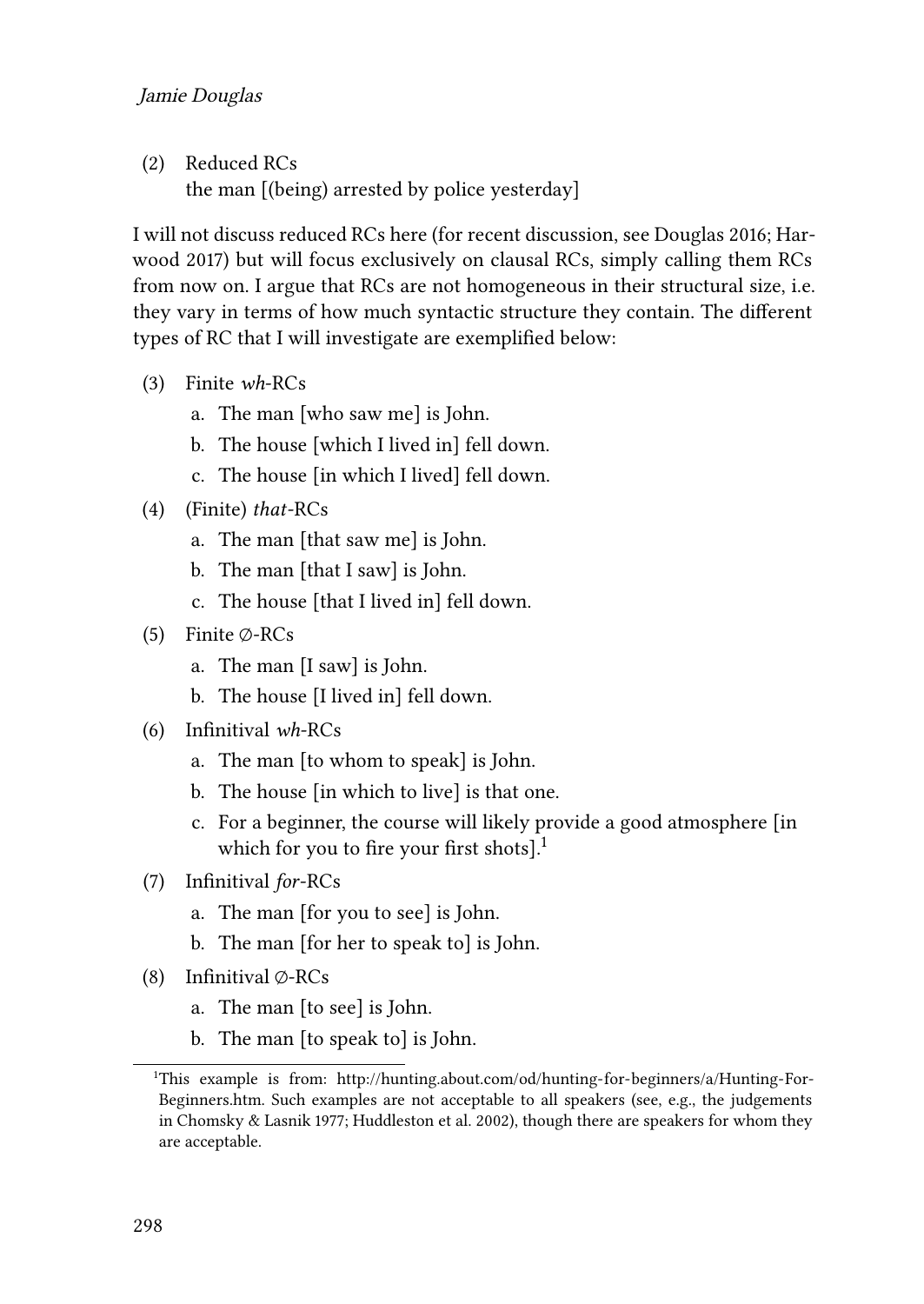(2) Reduced RCs
    the man [(being) arrested by police yesterday]

I will not discuss reduced RCs here (for recent discussion, see Douglas 2016; Harwood 2017) but will focus exclusively on clausal RCs, simply calling them RCs from now on. I argue that RCs are not homogeneous in their structural size, i.e. they vary in terms of how much syntactic structure they contain. The different types of RC that I will investigate are exemplified below:

(3) Finite *wh*-RCs
   a. The man [who saw me] is John.
   b. The house [which I lived in] fell down.
   c. The house [in which I lived] fell down.

(4) (Finite) *that*-RCs
   a. The man [that saw me] is John.
   b. The man [that I saw] is John.
   c. The house [that I lived in] fell down.

(5) Finite ∅-RCs
   a. The man [I saw] is John.
   b. The house [I lived in] fell down.

(6) Infinitival *wh*-RCs
   a. The man [to whom to speak] is John.
   b. The house [in which to live] is that one.
   c. For a beginner, the course will likely provide a good atmosphere [in which for you to fire your first shots].[1]

(7) Infinitival *for*-RCs
   a. The man [for you to see] is John.
   b. The man [for her to speak to] is John.

(8) Infinitival ∅-RCs
   a. The man [to see] is John.
   b. The man [to speak to] is John.

[1] This example is from: http://hunting.about.com/od/hunting-for-beginners/a/Hunting-For-Beginners.htm. Such examples are not acceptable to all speakers (see, e.g., the judgements in Chomsky & Lasnik 1977; Huddleston et al. 2002), though there are speakers for whom they are acceptable.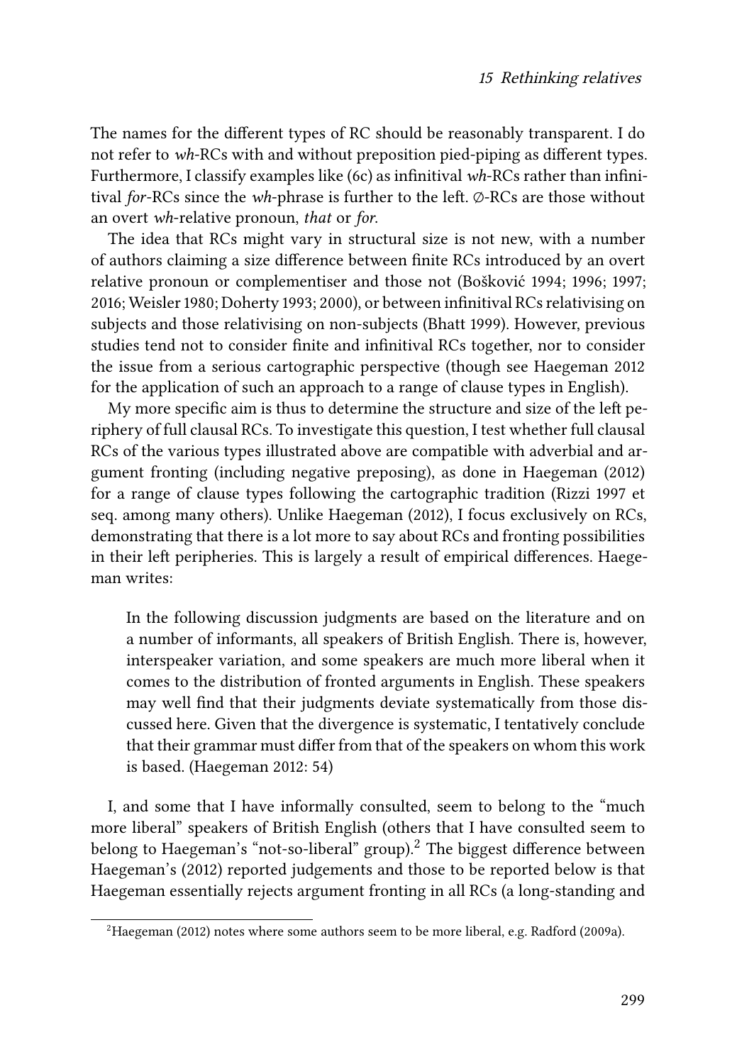The names for the different types of RC should be reasonably transparent. I do not refer to *wh*-RCs with and without preposition pied-piping as different types. Furthermore, I classify examples like (6c) as infinitival *wh*-RCs rather than infinitival *for*-RCs since the *wh*-phrase is further to the left. ∅-RCs are those without an overt *wh*-relative pronoun, *that* or *for*.

The idea that RCs might vary in structural size is not new, with a number of authors claiming a size difference between finite RCs introduced by an overt relative pronoun or complementiser and those not (Bošković 1994; 1996; 1997; 2016; Weisler 1980; Doherty 1993; 2000), or between infinitival RCs relativising on subjects and those relativising on non-subjects (Bhatt 1999). However, previous studies tend not to consider finite and infinitival RCs together, nor to consider the issue from a serious cartographic perspective (though see Haegeman 2012 for the application of such an approach to a range of clause types in English).

My more specific aim is thus to determine the structure and size of the left periphery of full clausal RCs. To investigate this question, I test whether full clausal RCs of the various types illustrated above are compatible with adverbial and argument fronting (including negative preposing), as done in Haegeman (2012) for a range of clause types following the cartographic tradition (Rizzi 1997 et seq. among many others). Unlike Haegeman (2012), I focus exclusively on RCs, demonstrating that there is a lot more to say about RCs and fronting possibilities in their left peripheries. This is largely a result of empirical differences. Haegeman writes:

> In the following discussion judgments are based on the literature and on a number of informants, all speakers of British English. There is, however, interspeaker variation, and some speakers are much more liberal when it comes to the distribution of fronted arguments in English. These speakers may well find that their judgments deviate systematically from those discussed here. Given that the divergence is systematic, I tentatively conclude that their grammar must differ from that of the speakers on whom this work is based. (Haegeman 2012: 54)

I, and some that I have informally consulted, seem to belong to the "much more liberal" speakers of British English (others that I have consulted seem to belong to Haegeman's "not-so-liberal" group).[2] The biggest difference between Haegeman's (2012) reported judgements and those to be reported below is that Haegeman essentially rejects argument fronting in all RCs (a long-standing and

[2] Haegeman (2012) notes where some authors seem to be more liberal, e.g. Radford (2009a).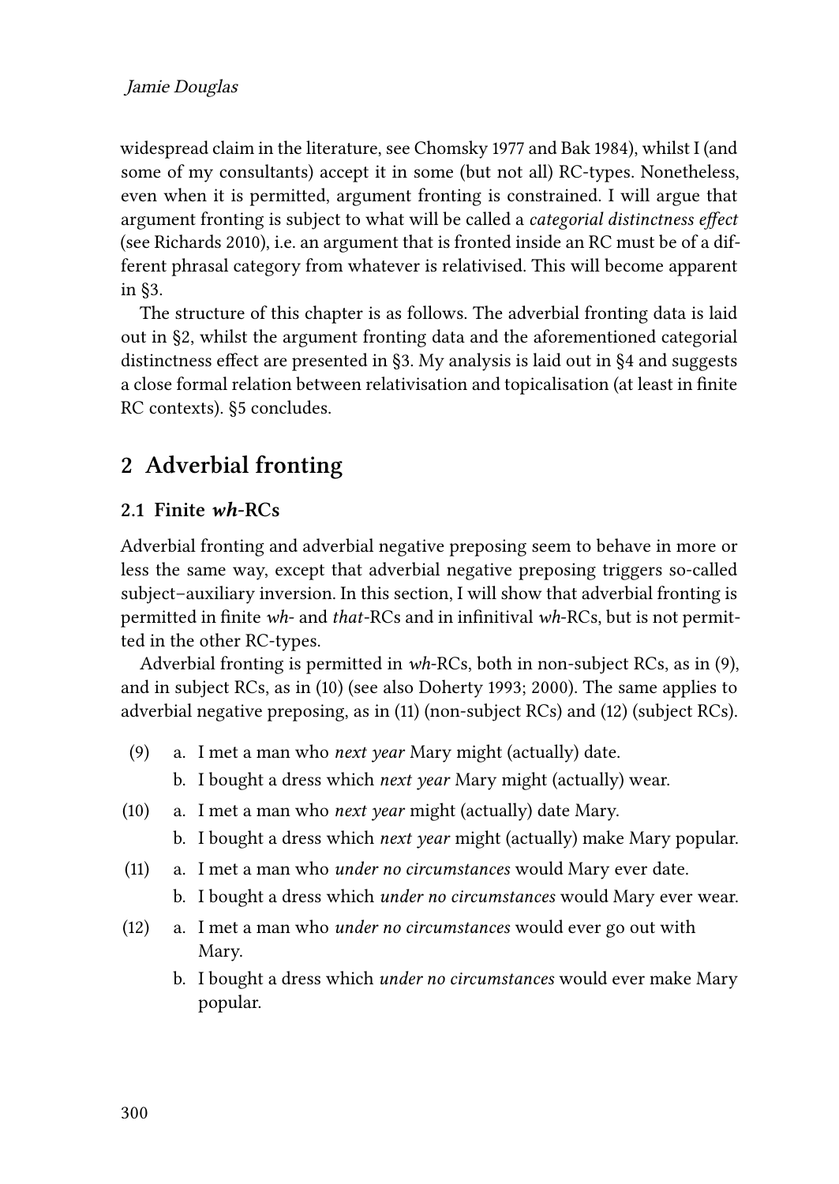widespread claim in the literature, see Chomsky 1977 and Bak 1984), whilst I (and some of my consultants) accept it in some (but not all) RC-types. Nonetheless, even when it is permitted, argument fronting is constrained. I will argue that argument fronting is subject to what will be called a *categorial distinctness effect* (see Richards 2010), i.e. an argument that is fronted inside an RC must be of a different phrasal category from whatever is relativised. This will become apparent in §3.

The structure of this chapter is as follows. The adverbial fronting data is laid out in §2, whilst the argument fronting data and the aforementioned categorial distinctness effect are presented in §3. My analysis is laid out in §4 and suggests a close formal relation between relativisation and topicalisation (at least in finite RC contexts). §5 concludes.

## 2 Adverbial fronting

### 2.1 Finite *wh*-RCs

Adverbial fronting and adverbial negative preposing seem to behave in more or less the same way, except that adverbial negative preposing triggers so-called subject–auxiliary inversion. In this section, I will show that adverbial fronting is permitted in finite *wh*- and *that*-RCs and in infinitival *wh*-RCs, but is not permitted in the other RC-types.

Adverbial fronting is permitted in *wh*-RCs, both in non-subject RCs, as in (9), and in subject RCs, as in (10) (see also Doherty 1993; 2000). The same applies to adverbial negative preposing, as in (11) (non-subject RCs) and (12) (subject RCs).

(9) a. I met a man who *next year* Mary might (actually) date.
    b. I bought a dress which *next year* Mary might (actually) wear.

(10) a. I met a man who *next year* might (actually) date Mary.
    b. I bought a dress which *next year* might (actually) make Mary popular.

(11) a. I met a man who *under no circumstances* would Mary ever date.
    b. I bought a dress which *under no circumstances* would Mary ever wear.

(12) a. I met a man who *under no circumstances* would ever go out with Mary.
    b. I bought a dress which *under no circumstances* would ever make Mary popular.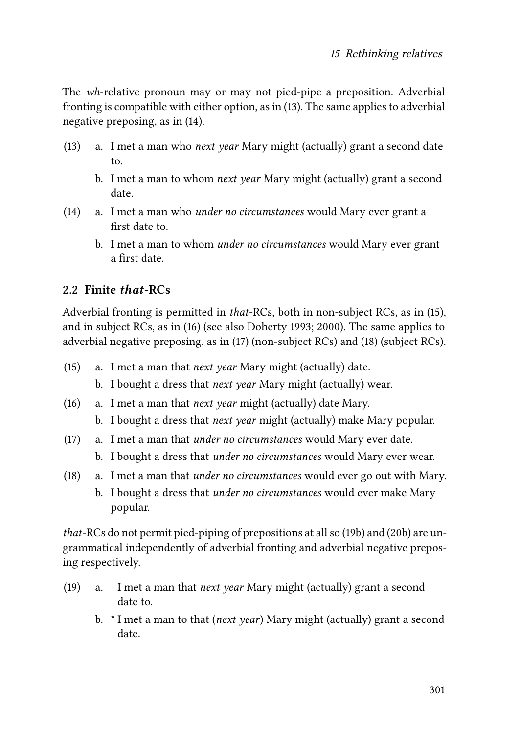The *wh*-relative pronoun may or may not pied-pipe a preposition. Adverbial fronting is compatible with either option, as in (13). The same applies to adverbial negative preposing, as in (14).

(13) a. I met a man who *next year* Mary might (actually) grant a second date to.

b. I met a man to whom *next year* Mary might (actually) grant a second date.

(14) a. I met a man who *under no circumstances* would Mary ever grant a first date to.

b. I met a man to whom *under no circumstances* would Mary ever grant a first date.

## 2.2 Finite *that*-RCs

Adverbial fronting is permitted in *that*-RCs, both in non-subject RCs, as in (15), and in subject RCs, as in (16) (see also Doherty 1993; 2000). The same applies to adverbial negative preposing, as in (17) (non-subject RCs) and (18) (subject RCs).

(15) a. I met a man that *next year* Mary might (actually) date.

b. I bought a dress that *next year* Mary might (actually) wear.

(16) a. I met a man that *next year* might (actually) date Mary.

b. I bought a dress that *next year* might (actually) make Mary popular.

(17) a. I met a man that *under no circumstances* would Mary ever date.

b. I bought a dress that *under no circumstances* would Mary ever wear.

(18) a. I met a man that *under no circumstances* would ever go out with Mary.

b. I bought a dress that *under no circumstances* would ever make Mary popular.

*that*-RCs do not permit pied-piping of prepositions at all so (19b) and (20b) are ungrammatical independently of adverbial fronting and adverbial negative preposing respectively.

(19) a. I met a man that *next year* Mary might (actually) grant a second date to.

b. * I met a man to that (*next year*) Mary might (actually) grant a second date.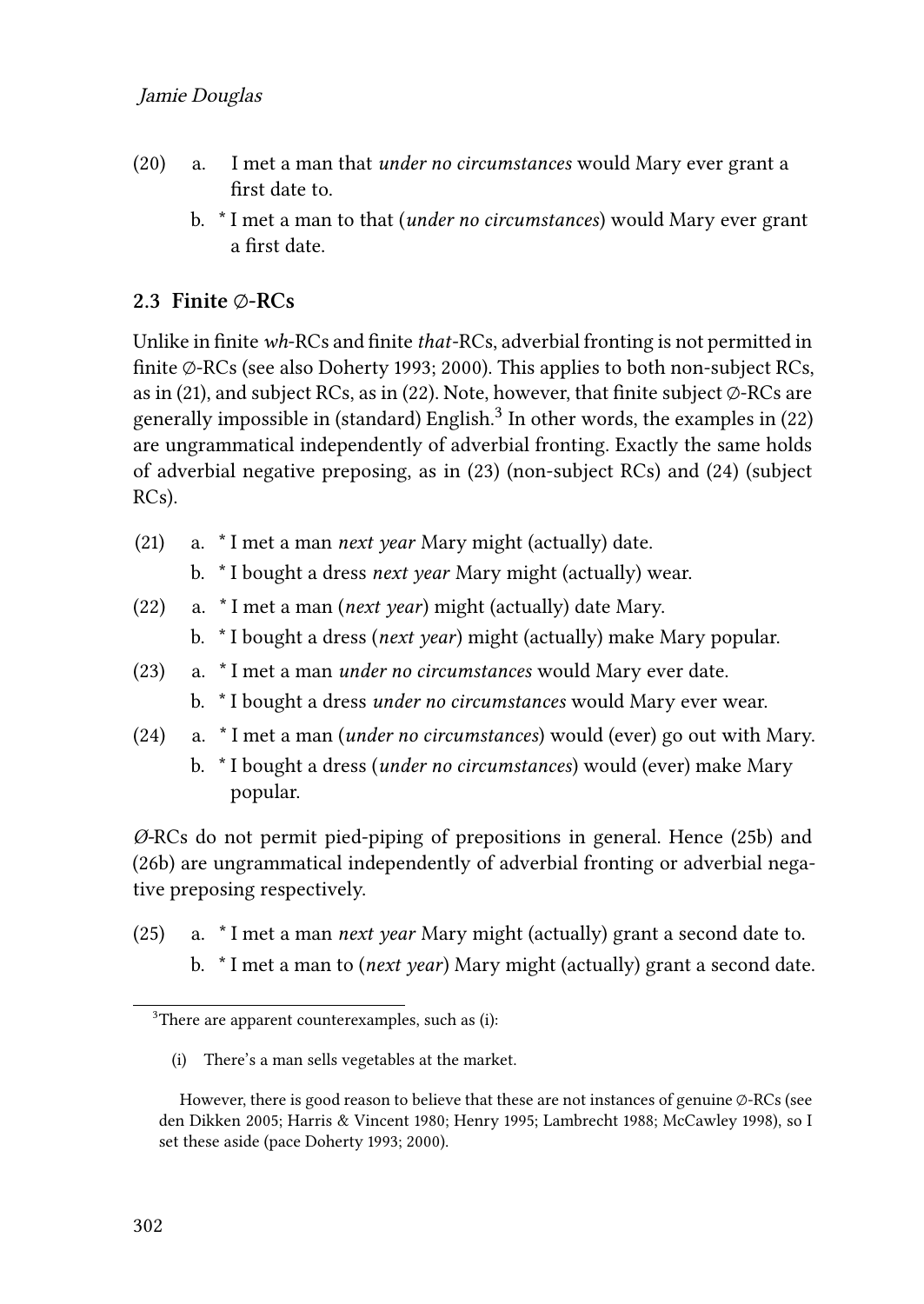(20) a. I met a man that *under no circumstances* would Mary ever grant a first date to.

b. * I met a man to that (*under no circumstances*) would Mary ever grant a first date.

### 2.3 Finite ∅-RCs

Unlike in finite *wh*-RCs and finite *that*-RCs, adverbial fronting is not permitted in finite ∅-RCs (see also Doherty 1993; 2000). This applies to both non-subject RCs, as in (21), and subject RCs, as in (22). Note, however, that finite subject ∅-RCs are generally impossible in (standard) English.[3] In other words, the examples in (22) are ungrammatical independently of adverbial fronting. Exactly the same holds of adverbial negative preposing, as in (23) (non-subject RCs) and (24) (subject RCs).

(21) a. * I met a man *next year* Mary might (actually) date.

b. * I bought a dress *next year* Mary might (actually) wear.

(22) a. * I met a man (*next year*) might (actually) date Mary.

b. * I bought a dress (*next year*) might (actually) make Mary popular.

(23) a. * I met a man *under no circumstances* would Mary ever date.

b. * I bought a dress *under no circumstances* would Mary ever wear.

(24) a. * I met a man (*under no circumstances*) would (ever) go out with Mary.

b. * I bought a dress (*under no circumstances*) would (ever) make Mary popular.

Ø-RCs do not permit pied-piping of prepositions in general. Hence (25b) and (26b) are ungrammatical independently of adverbial fronting or adverbial negative preposing respectively.

(25) a. * I met a man *next year* Mary might (actually) grant a second date to.

b. * I met a man to (*next year*) Mary might (actually) grant a second date.

---

[3] There are apparent counterexamples, such as (i):

(i) There's a man sells vegetables at the market.

However, there is good reason to believe that these are not instances of genuine ∅-RCs (see den Dikken 2005; Harris & Vincent 1980; Henry 1995; Lambrecht 1988; McCawley 1998), so I set these aside (pace Doherty 1993; 2000).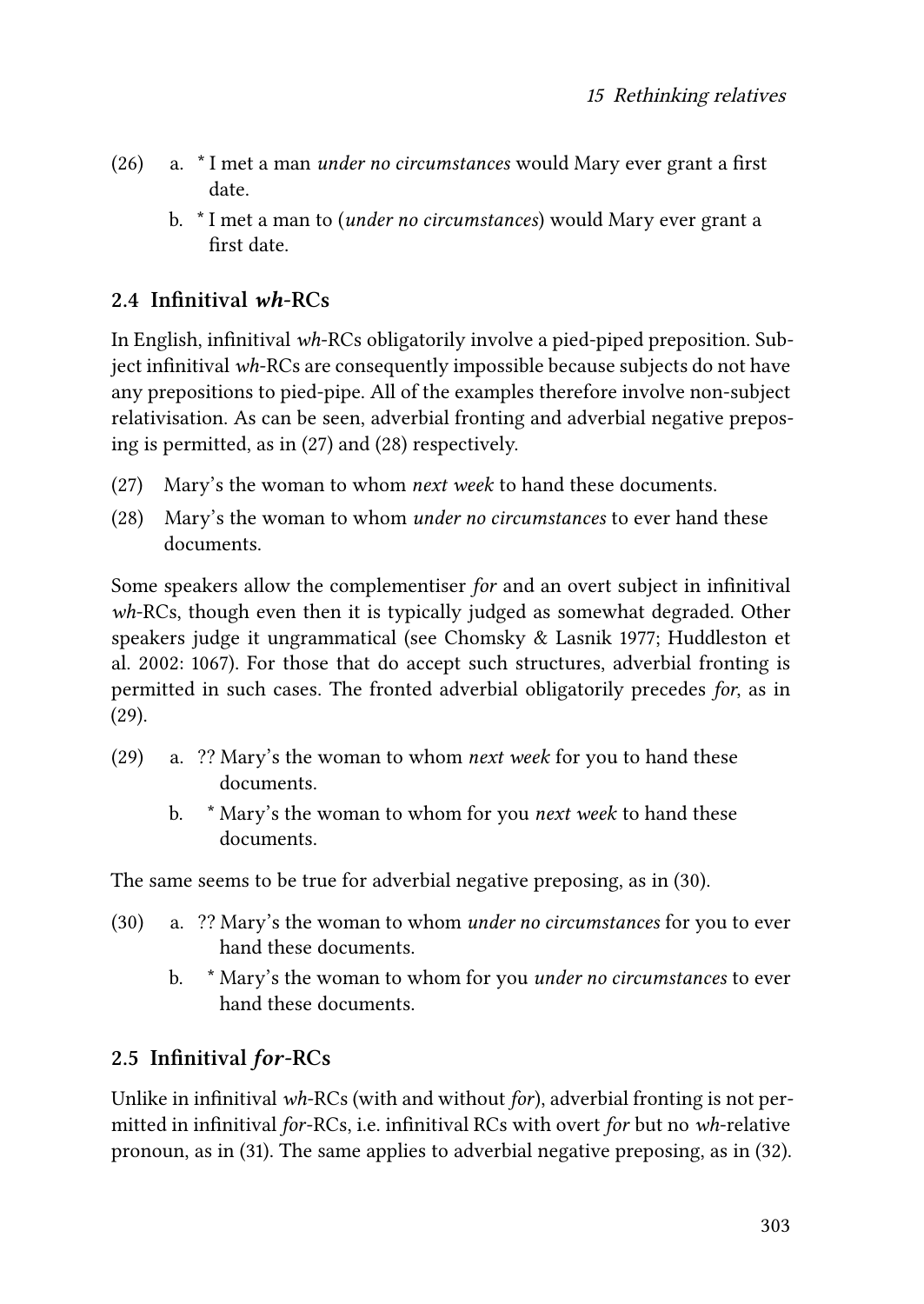(26) a. * I met a man *under no circumstances* would Mary ever grant a first date.

b. * I met a man to (*under no circumstances*) would Mary ever grant a first date.

## 2.4 Infinitival *wh*-RCs

In English, infinitival *wh*-RCs obligatorily involve a pied-piped preposition. Subject infinitival *wh*-RCs are consequently impossible because subjects do not have any prepositions to pied-pipe. All of the examples therefore involve non-subject relativisation. As can be seen, adverbial fronting and adverbial negative preposing is permitted, as in (27) and (28) respectively.

(27) Mary's the woman to whom *next week* to hand these documents.

(28) Mary's the woman to whom *under no circumstances* to ever hand these documents.

Some speakers allow the complementiser *for* and an overt subject in infinitival *wh*-RCs, though even then it is typically judged as somewhat degraded. Other speakers judge it ungrammatical (see Chomsky & Lasnik 1977; Huddleston et al. 2002: 1067). For those that do accept such structures, adverbial fronting is permitted in such cases. The fronted adverbial obligatorily precedes *for*, as in (29).

(29) a. ?? Mary's the woman to whom *next week* for you to hand these documents.

b. * Mary's the woman to whom for you *next week* to hand these documents.

The same seems to be true for adverbial negative preposing, as in (30).

(30) a. ?? Mary's the woman to whom *under no circumstances* for you to ever hand these documents.

b. * Mary's the woman to whom for you *under no circumstances* to ever hand these documents.

## 2.5 Infinitival *for*-RCs

Unlike in infinitival *wh*-RCs (with and without *for*), adverbial fronting is not permitted in infinitival *for*-RCs, i.e. infinitival RCs with overt *for* but no *wh*-relative pronoun, as in (31). The same applies to adverbial negative preposing, as in (32).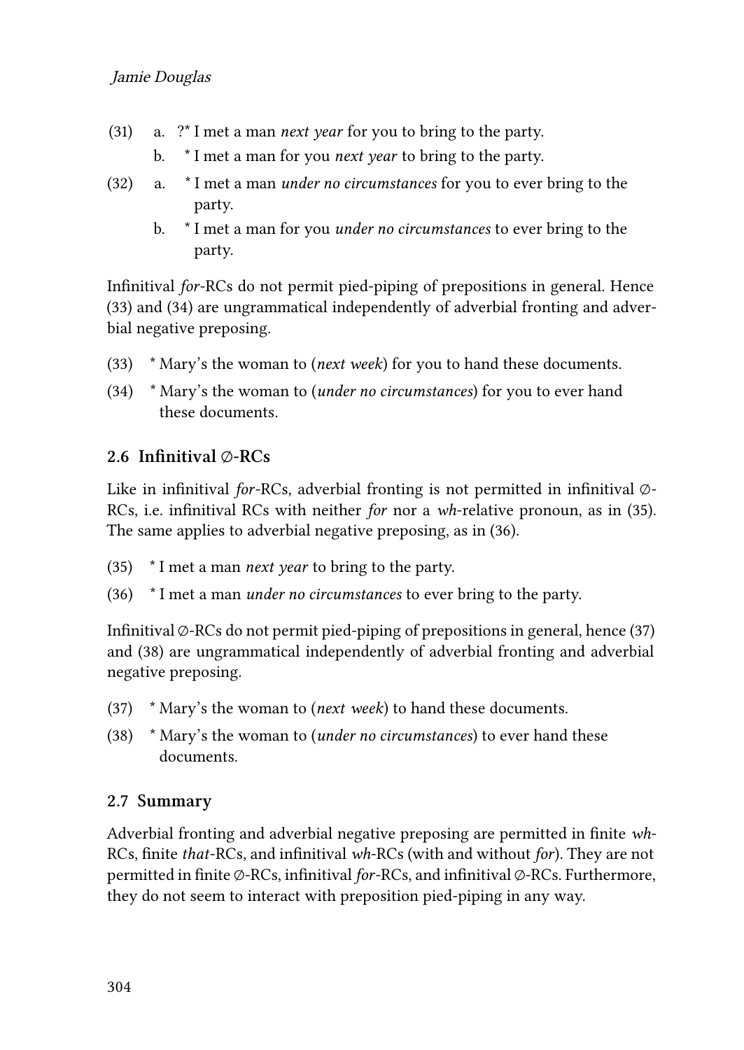(31) a. ?* I met a man *next year* for you to bring to the party.
   b. * I met a man for you *next year* to bring to the party.

(32) a. * I met a man *under no circumstances* for you to ever bring to the party.
   b. * I met a man for you *under no circumstances* to ever bring to the party.

Infinitival *for*-RCs do not permit pied-piping of prepositions in general. Hence (33) and (34) are ungrammatical independently of adverbial fronting and adverbial negative preposing.

(33) * Mary's the woman to (*next week*) for you to hand these documents.

(34) * Mary's the woman to (*under no circumstances*) for you to ever hand these documents.

## 2.6 Infinitival ∅-RCs

Like in infinitival *for*-RCs, adverbial fronting is not permitted in infinitival ∅-RCs, i.e. infinitival RCs with neither *for* nor a *wh*-relative pronoun, as in (35). The same applies to adverbial negative preposing, as in (36).

(35) * I met a man *next year* to bring to the party.

(36) * I met a man *under no circumstances* to ever bring to the party.

Infinitival ∅-RCs do not permit pied-piping of prepositions in general, hence (37) and (38) are ungrammatical independently of adverbial fronting and adverbial negative preposing.

(37) * Mary's the woman to (*next week*) to hand these documents.

(38) * Mary's the woman to (*under no circumstances*) to ever hand these documents.

## 2.7 Summary

Adverbial fronting and adverbial negative preposing are permitted in finite *wh*-RCs, finite *that*-RCs, and infinitival *wh*-RCs (with and without *for*). They are not permitted in finite ∅-RCs, infinitival *for*-RCs, and infinitival ∅-RCs. Furthermore, they do not seem to interact with preposition pied-piping in any way.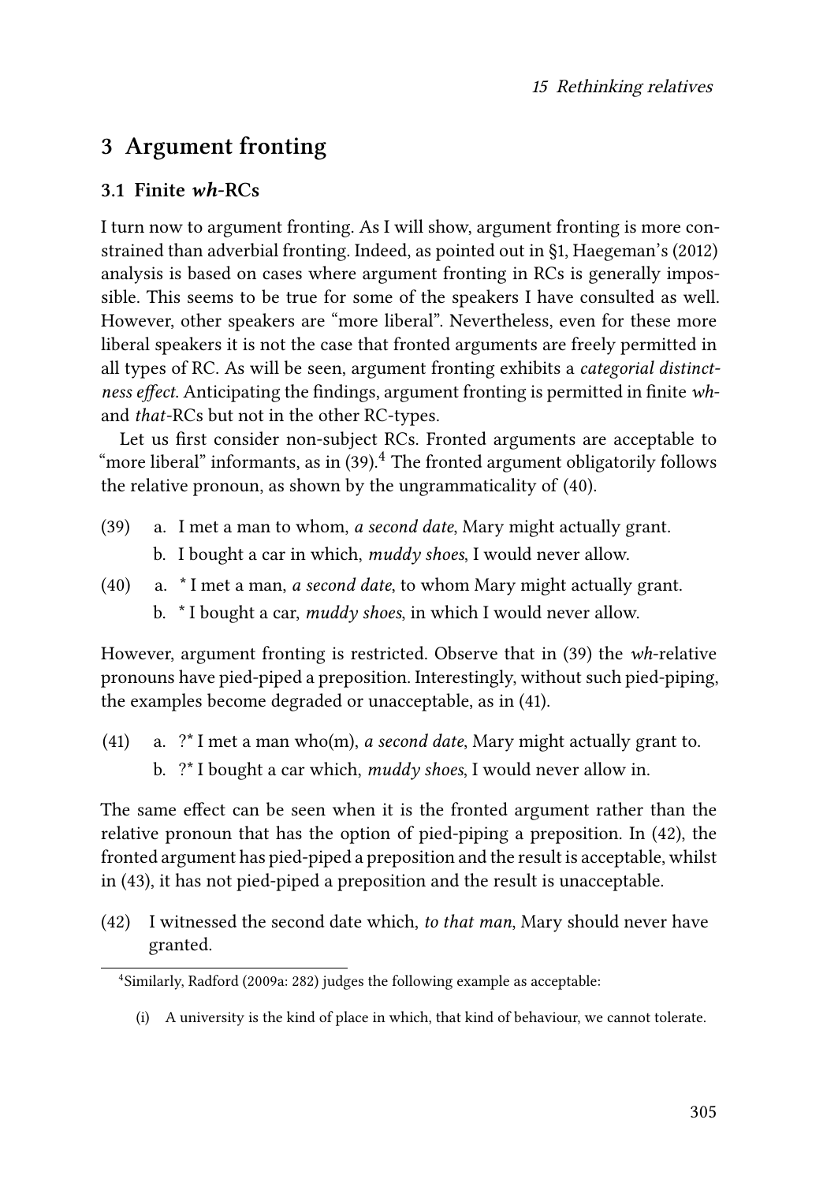## 3 Argument fronting

### 3.1 Finite *wh*-RCs

I turn now to argument fronting. As I will show, argument fronting is more constrained than adverbial fronting. Indeed, as pointed out in §1, Haegeman's (2012) analysis is based on cases where argument fronting in RCs is generally impossible. This seems to be true for some of the speakers I have consulted as well. However, other speakers are "more liberal". Nevertheless, even for these more liberal speakers it is not the case that fronted arguments are freely permitted in all types of RC. As will be seen, argument fronting exhibits a *categorial distinctness effect*. Anticipating the findings, argument fronting is permitted in finite *wh*- and *that*-RCs but not in the other RC-types.

Let us first consider non-subject RCs. Fronted arguments are acceptable to "more liberal" informants, as in (39).[4] The fronted argument obligatorily follows the relative pronoun, as shown by the ungrammaticality of (40).

(39) a. I met a man to whom, *a second date*, Mary might actually grant.
 b. I bought a car in which, *muddy shoes*, I would never allow.

(40) a. * I met a man, *a second date*, to whom Mary might actually grant.
 b. * I bought a car, *muddy shoes*, in which I would never allow.

However, argument fronting is restricted. Observe that in (39) the *wh*-relative pronouns have pied-piped a preposition. Interestingly, without such pied-piping, the examples become degraded or unacceptable, as in (41).

(41) a. ?* I met a man who(m), *a second date*, Mary might actually grant to.
 b. ?* I bought a car which, *muddy shoes*, I would never allow in.

The same effect can be seen when it is the fronted argument rather than the relative pronoun that has the option of pied-piping a preposition. In (42), the fronted argument has pied-piped a preposition and the result is acceptable, whilst in (43), it has not pied-piped a preposition and the result is unacceptable.

(42) I witnessed the second date which, *to that man*, Mary should never have granted.

---

[4] Similarly, Radford (2009a: 282) judges the following example as acceptable:

(i) A university is the kind of place in which, that kind of behaviour, we cannot tolerate.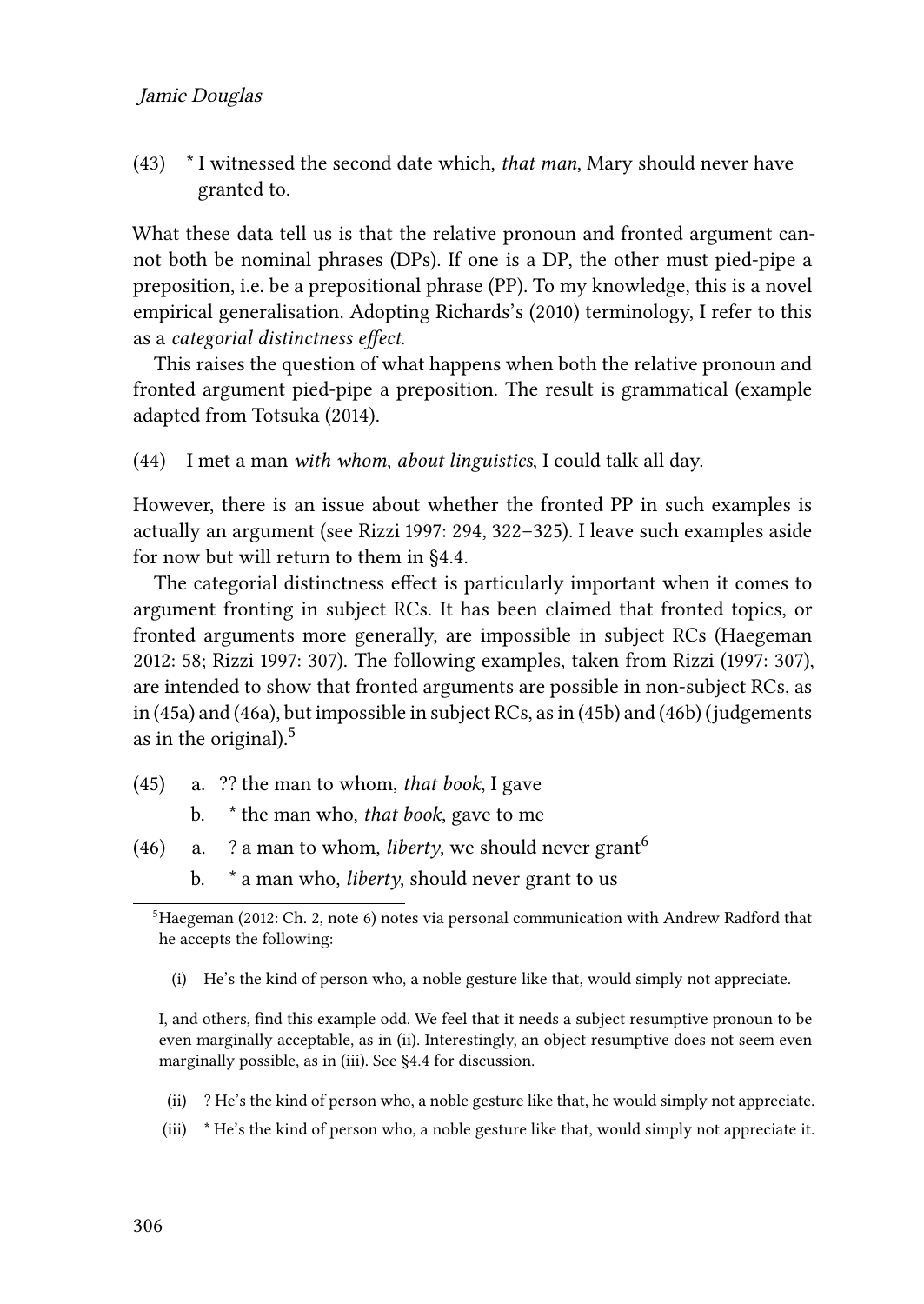(43) * I witnessed the second date which, *that man*, Mary should never have granted to.

What these data tell us is that the relative pronoun and fronted argument cannot both be nominal phrases (DPs). If one is a DP, the other must pied-pipe a preposition, i.e. be a prepositional phrase (PP). To my knowledge, this is a novel empirical generalisation. Adopting Richards's (2010) terminology, I refer to this as a *categorial distinctness effect*.

This raises the question of what happens when both the relative pronoun and fronted argument pied-pipe a preposition. The result is grammatical (example adapted from Totsuka (2014).

(44) I met a man *with whom*, *about linguistics*, I could talk all day.

However, there is an issue about whether the fronted PP in such examples is actually an argument (see Rizzi 1997: 294, 322–325). I leave such examples aside for now but will return to them in §4.4.

The categorial distinctness effect is particularly important when it comes to argument fronting in subject RCs. It has been claimed that fronted topics, or fronted arguments more generally, are impossible in subject RCs (Haegeman 2012: 58; Rizzi 1997: 307). The following examples, taken from Rizzi (1997: 307), are intended to show that fronted arguments are possible in non-subject RCs, as in (45a) and (46a), but impossible in subject RCs, as in (45b) and (46b) (judgements as in the original).[5]

(45) a. ?? the man to whom, *that book*, I gave
  b. * the man who, *that book*, gave to me

(46) a. ? a man to whom, *liberty*, we should never grant[6]
  b. * a man who, *liberty*, should never grant to us

[5] Haegeman (2012: Ch. 2, note 6) notes via personal communication with Andrew Radford that he accepts the following:

(i) He's the kind of person who, a noble gesture like that, would simply not appreciate.

I, and others, find this example odd. We feel that it needs a subject resumptive pronoun to be even marginally acceptable, as in (ii). Interestingly, an object resumptive does not seem even marginally possible, as in (iii). See §4.4 for discussion.

(ii) ? He's the kind of person who, a noble gesture like that, he would simply not appreciate.

(iii) * He's the kind of person who, a noble gesture like that, would simply not appreciate it.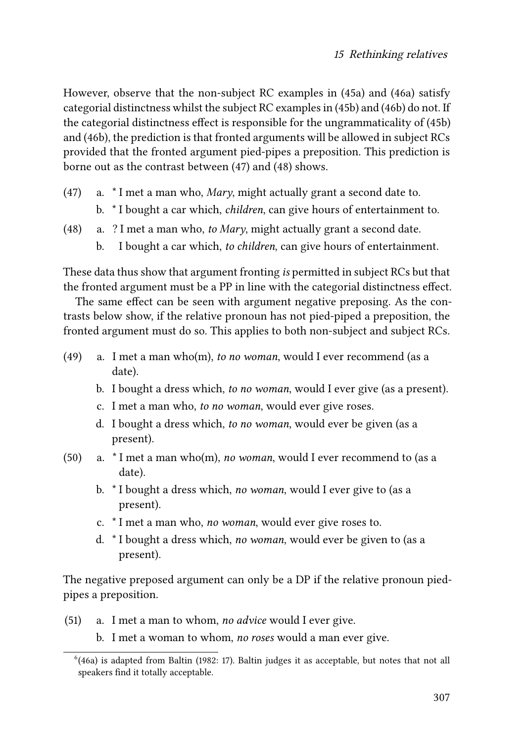However, observe that the non-subject RC examples in (45a) and (46a) satisfy categorial distinctness whilst the subject RC examples in (45b) and (46b) do not. If the categorial distinctness effect is responsible for the ungrammaticality of (45b) and (46b), the prediction is that fronted arguments will be allowed in subject RCs provided that the fronted argument pied-pipes a preposition. This prediction is borne out as the contrast between (47) and (48) shows.

(47) a. * I met a man who, *Mary*, might actually grant a second date to.
  b. * I bought a car which, *children*, can give hours of entertainment to.

(48) a. ? I met a man who, *to Mary*, might actually grant a second date.
  b. I bought a car which, *to children*, can give hours of entertainment.

These data thus show that argument fronting *is* permitted in subject RCs but that the fronted argument must be a PP in line with the categorial distinctness effect.

The same effect can be seen with argument negative preposing. As the contrasts below show, if the relative pronoun has not pied-piped a preposition, the fronted argument must do so. This applies to both non-subject and subject RCs.

(49) a. I met a man who(m), *to no woman*, would I ever recommend (as a date).
  b. I bought a dress which, *to no woman*, would I ever give (as a present).
  c. I met a man who, *to no woman*, would ever give roses.
  d. I bought a dress which, *to no woman*, would ever be given (as a present).

(50) a. * I met a man who(m), *no woman*, would I ever recommend to (as a date).
  b. * I bought a dress which, *no woman*, would I ever give to (as a present).
  c. * I met a man who, *no woman*, would ever give roses to.
  d. * I bought a dress which, *no woman*, would ever be given to (as a present).

The negative preposed argument can only be a DP if the relative pronoun pied-pipes a preposition.

(51) a. I met a man to whom, *no advice* would I ever give.
  b. I met a woman to whom, *no roses* would a man ever give.

[6] (46a) is adapted from Baltin (1982: 17). Baltin judges it as acceptable, but notes that not all speakers find it totally acceptable.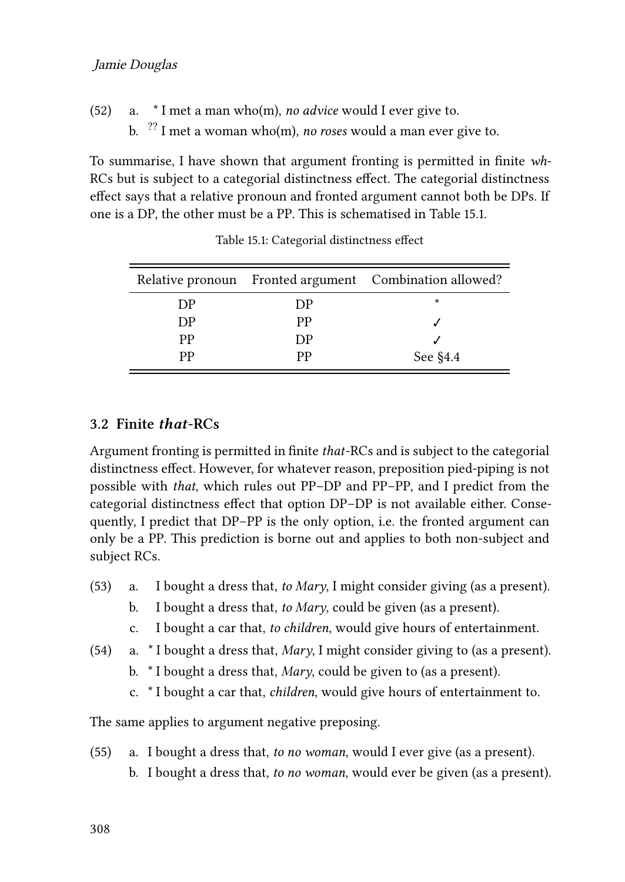(52) a. * I met a man who(m), *no advice* would I ever give to.

b. ?? I met a woman who(m), *no roses* would a man ever give to.

To summarise, I have shown that argument fronting is permitted in finite *wh*-RCs but is subject to a categorial distinctness effect. The categorial distinctness effect says that a relative pronoun and fronted argument cannot both be DPs. If one is a DP, the other must be a PP. This is schematised in Table 15.1.

Table 15.1: Categorial distinctness effect

| Relative pronoun | Fronted argument | Combination allowed? |
|---|---|---|
| DP | DP | * |
| DP | PP | ✓ |
| PP | DP | ✓ |
| PP | PP | See §4.4 |

### 3.2 Finite *that*-RCs

Argument fronting is permitted in finite *that*-RCs and is subject to the categorial distinctness effect. However, for whatever reason, preposition pied-piping is not possible with *that*, which rules out PP–DP and PP–PP, and I predict from the categorial distinctness effect that option DP–DP is not available either. Consequently, I predict that DP–PP is the only option, i.e. the fronted argument can only be a PP. This prediction is borne out and applies to both non-subject and subject RCs.

(53) a. I bought a dress that, *to Mary*, I might consider giving (as a present).

b. I bought a dress that, *to Mary*, could be given (as a present).

c. I bought a car that, *to children*, would give hours of entertainment.

(54) a. * I bought a dress that, *Mary*, I might consider giving to (as a present).

b. * I bought a dress that, *Mary*, could be given to (as a present).

c. * I bought a car that, *children*, would give hours of entertainment to.

The same applies to argument negative preposing.

(55) a. I bought a dress that, *to no woman*, would I ever give (as a present).

b. I bought a dress that, *to no woman*, would ever be given (as a present).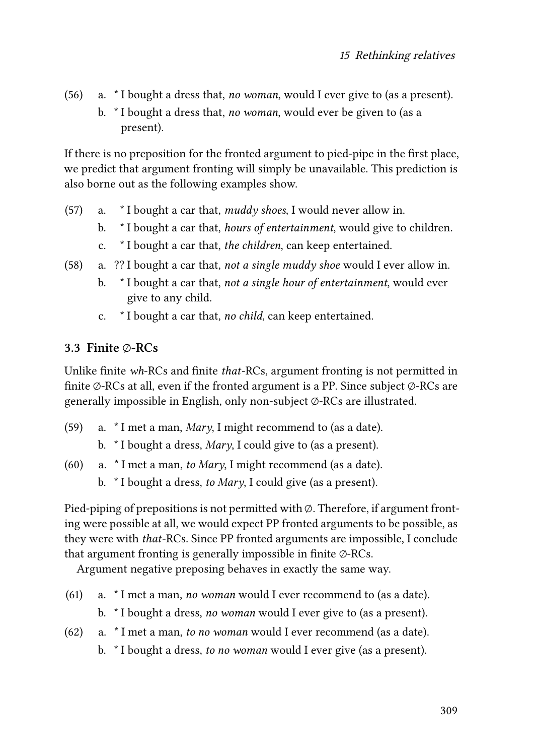(56) a. * I bought a dress that, *no woman*, would I ever give to (as a present).
     b. * I bought a dress that, *no woman*, would ever be given to (as a present).

If there is no preposition for the fronted argument to pied-pipe in the first place, we predict that argument fronting will simply be unavailable. This prediction is also borne out as the following examples show.

(57) a. * I bought a car that, *muddy shoes*, I would never allow in.
     b. * I bought a car that, *hours of entertainment*, would give to children.
     c. * I bought a car that, *the children*, can keep entertained.

(58) a. ?? I bought a car that, *not a single muddy shoe* would I ever allow in.
     b. * I bought a car that, *not a single hour of entertainment*, would ever give to any child.
     c. * I bought a car that, *no child*, can keep entertained.

### 3.3 Finite ∅-RCs

Unlike finite *wh*-RCs and finite *that*-RCs, argument fronting is not permitted in finite ∅-RCs at all, even if the fronted argument is a PP. Since subject ∅-RCs are generally impossible in English, only non-subject ∅-RCs are illustrated.

(59) a. * I met a man, *Mary*, I might recommend to (as a date).
     b. * I bought a dress, *Mary*, I could give to (as a present).

(60) a. * I met a man, *to Mary*, I might recommend (as a date).
     b. * I bought a dress, *to Mary*, I could give (as a present).

Pied-piping of prepositions is not permitted with ∅. Therefore, if argument fronting were possible at all, we would expect PP fronted arguments to be possible, as they were with *that*-RCs. Since PP fronted arguments are impossible, I conclude that argument fronting is generally impossible in finite ∅-RCs.

Argument negative preposing behaves in exactly the same way.

(61) a. * I met a man, *no woman* would I ever recommend to (as a date).
     b. * I bought a dress, *no woman* would I ever give to (as a present).

(62) a. * I met a man, *to no woman* would I ever recommend (as a date).
     b. * I bought a dress, *to no woman* would I ever give (as a present).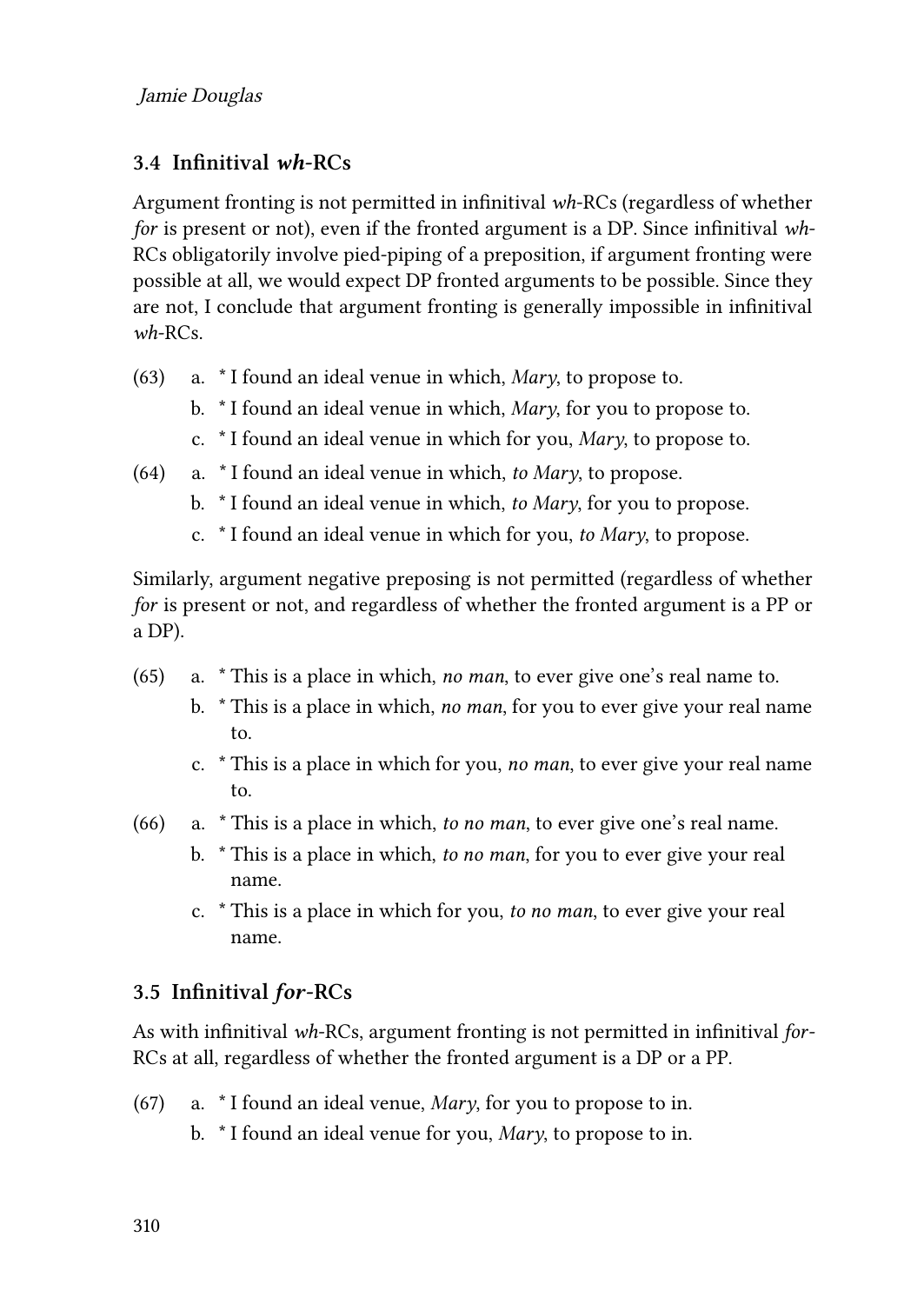## 3.4 Infinitival *wh*-RCs

Argument fronting is not permitted in infinitival *wh*-RCs (regardless of whether *for* is present or not), even if the fronted argument is a DP. Since infinitival *wh*-RCs obligatorily involve pied-piping of a preposition, if argument fronting were possible at all, we would expect DP fronted arguments to be possible. Since they are not, I conclude that argument fronting is generally impossible in infinitival *wh*-RCs.

(63) a. * I found an ideal venue in which, *Mary*, to propose to.
  b. * I found an ideal venue in which, *Mary*, for you to propose to.
  c. * I found an ideal venue in which for you, *Mary*, to propose to.

(64) a. * I found an ideal venue in which, *to Mary*, to propose.
  b. * I found an ideal venue in which, *to Mary*, for you to propose.
  c. * I found an ideal venue in which for you, *to Mary*, to propose.

Similarly, argument negative preposing is not permitted (regardless of whether *for* is present or not, and regardless of whether the fronted argument is a PP or a DP).

(65) a. * This is a place in which, *no man*, to ever give one's real name to.
  b. * This is a place in which, *no man*, for you to ever give your real name to.
  c. * This is a place in which for you, *no man*, to ever give your real name to.

(66) a. * This is a place in which, *to no man*, to ever give one's real name.
  b. * This is a place in which, *to no man*, for you to ever give your real name.
  c. * This is a place in which for you, *to no man*, to ever give your real name.

## 3.5 Infinitival *for*-RCs

As with infinitival *wh*-RCs, argument fronting is not permitted in infinitival *for*-RCs at all, regardless of whether the fronted argument is a DP or a PP.

(67) a. * I found an ideal venue, *Mary*, for you to propose to in.
  b. * I found an ideal venue for you, *Mary*, to propose to in.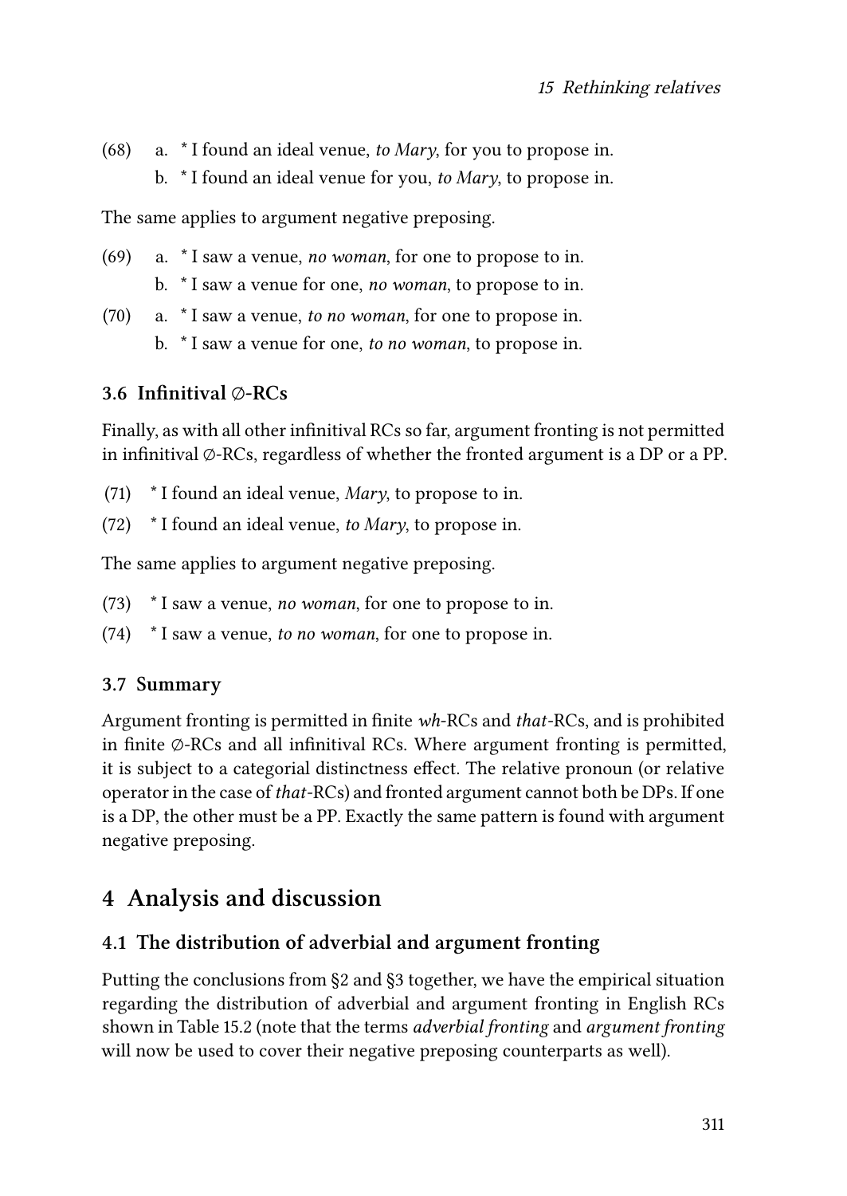(68) a. * I found an ideal venue, *to Mary*, for you to propose in.

b. * I found an ideal venue for you, *to Mary*, to propose in.

The same applies to argument negative preposing.

(69) a. * I saw a venue, *no woman*, for one to propose to in.

b. * I saw a venue for one, *no woman*, to propose to in.

(70) a. * I saw a venue, *to no woman*, for one to propose in.

b. * I saw a venue for one, *to no woman*, to propose in.

### 3.6 Infinitival ∅-RCs

Finally, as with all other infinitival RCs so far, argument fronting is not permitted in infinitival ∅-RCs, regardless of whether the fronted argument is a DP or a PP.

(71) * I found an ideal venue, *Mary*, to propose to in.

(72) * I found an ideal venue, *to Mary*, to propose in.

The same applies to argument negative preposing.

(73) * I saw a venue, *no woman*, for one to propose to in.

(74) * I saw a venue, *to no woman*, for one to propose in.

### 3.7 Summary

Argument fronting is permitted in finite *wh*-RCs and *that*-RCs, and is prohibited in finite ∅-RCs and all infinitival RCs. Where argument fronting is permitted, it is subject to a categorial distinctness effect. The relative pronoun (or relative operator in the case of *that*-RCs) and fronted argument cannot both be DPs. If one is a DP, the other must be a PP. Exactly the same pattern is found with argument negative preposing.

## 4 Analysis and discussion

### 4.1 The distribution of adverbial and argument fronting

Putting the conclusions from §2 and §3 together, we have the empirical situation regarding the distribution of adverbial and argument fronting in English RCs shown in Table 15.2 (note that the terms *adverbial fronting* and *argument fronting* will now be used to cover their negative preposing counterparts as well).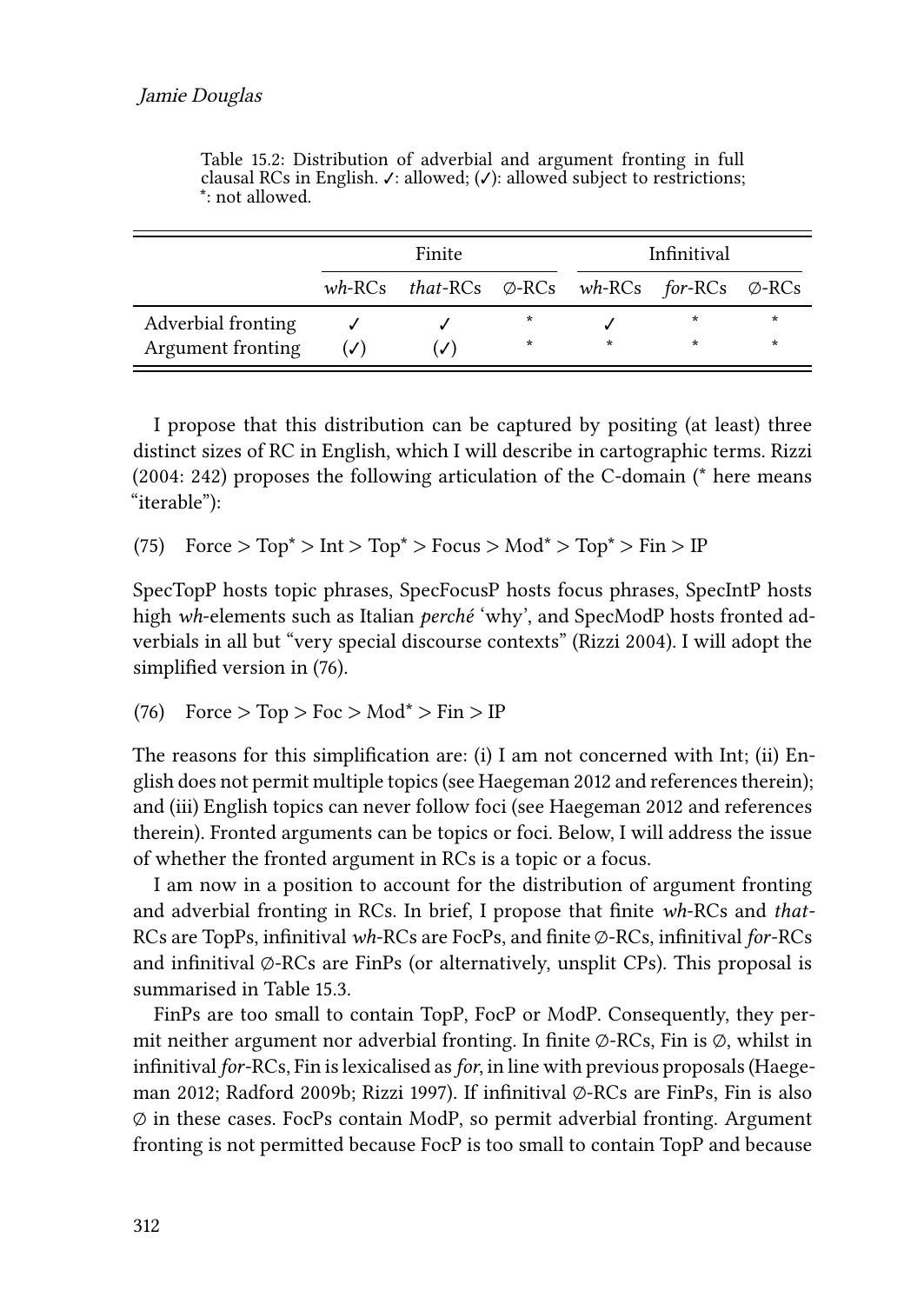Table 15.2: Distribution of adverbial and argument fronting in full clausal RCs in English. ✓: allowed; (✓): allowed subject to restrictions; *: not allowed.

| | Finite | | | Infinitival | | |
|---|---|---|---|---|---|---|
| | *wh*-RCs | *that*-RCs | ∅-RCs | *wh*-RCs | *for*-RCs | ∅-RCs |
| Adverbial fronting | ✓ | ✓ | * | ✓ | * | * |
| Argument fronting | (✓) | (✓) | * | * | * | * |

I propose that this distribution can be captured by positing (at least) three distinct sizes of RC in English, which I will describe in cartographic terms. Rizzi (2004: 242) proposes the following articulation of the C-domain (* here means "iterable"):

(75) Force > Top* > Int > Top* > Focus > Mod* > Top* > Fin > IP

SpecTopP hosts topic phrases, SpecFocusP hosts focus phrases, SpecIntP hosts high *wh*-elements such as Italian *perché* 'why', and SpecModP hosts fronted adverbials in all but "very special discourse contexts" (Rizzi 2004). I will adopt the simplified version in (76).

(76) Force > Top > Foc > Mod* > Fin > IP

The reasons for this simplification are: (i) I am not concerned with Int; (ii) English does not permit multiple topics (see Haegeman 2012 and references therein); and (iii) English topics can never follow foci (see Haegeman 2012 and references therein). Fronted arguments can be topics or foci. Below, I will address the issue of whether the fronted argument in RCs is a topic or a focus.

I am now in a position to account for the distribution of argument fronting and adverbial fronting in RCs. In brief, I propose that finite *wh*-RCs and *that*-RCs are TopPs, infinitival *wh*-RCs are FocPs, and finite ∅-RCs, infinitival *for*-RCs and infinitival ∅-RCs are FinPs (or alternatively, unsplit CPs). This proposal is summarised in Table 15.3.

FinPs are too small to contain TopP, FocP or ModP. Consequently, they permit neither argument nor adverbial fronting. In finite ∅-RCs, Fin is ∅, whilst in infinitival *for*-RCs, Fin is lexicalised as *for*, in line with previous proposals (Haegeman 2012; Radford 2009b; Rizzi 1997). If infinitival ∅-RCs are FinPs, Fin is also ∅ in these cases. FocPs contain ModP, so permit adverbial fronting. Argument fronting is not permitted because FocP is too small to contain TopP and because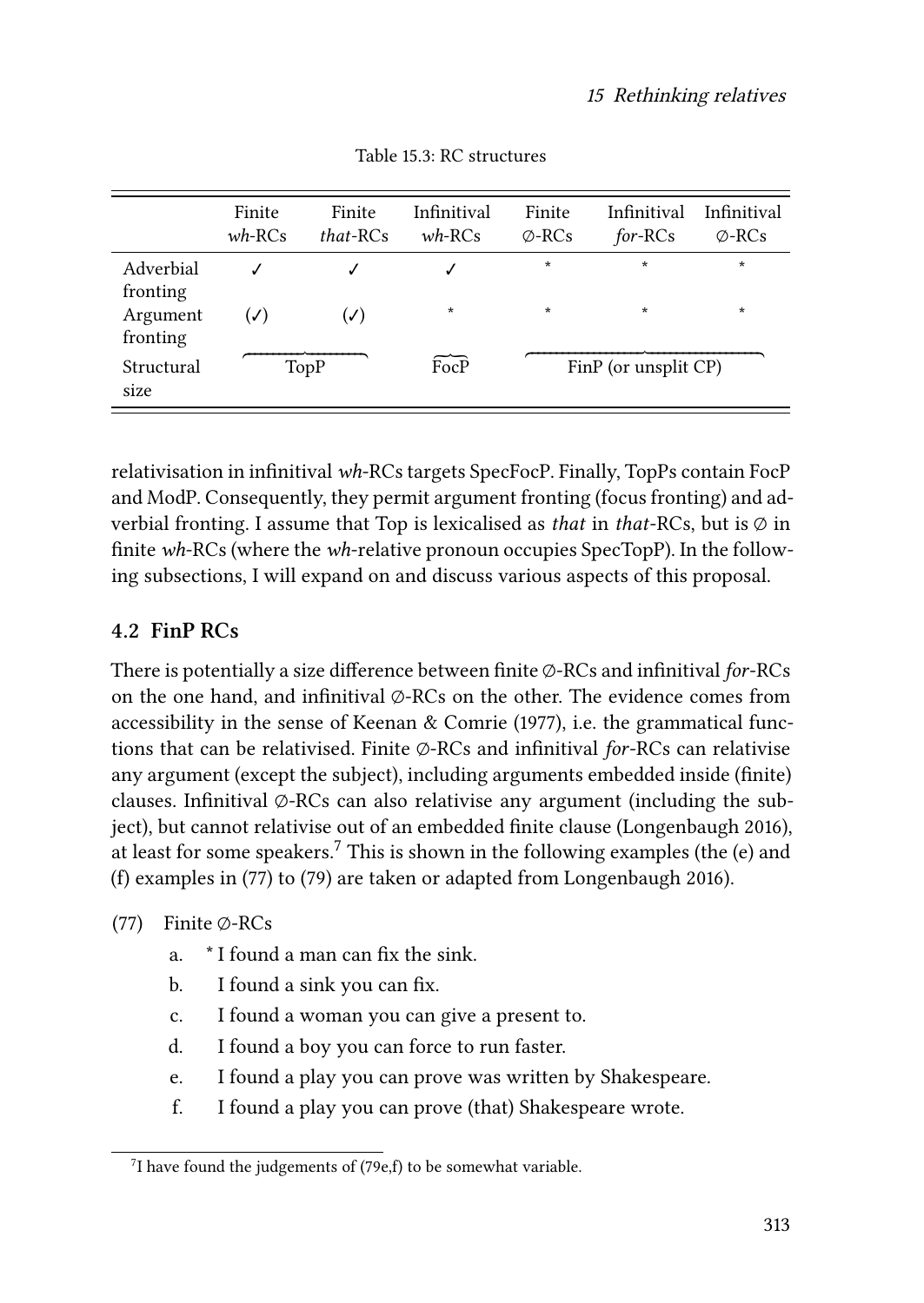Table 15.3: RC structures

| | Finite *wh*-RCs | Finite *that*-RCs | Infinitival *wh*-RCs | Finite ∅-RCs | Infinitival *for*-RCs | Infinitival ∅-RCs |
|---|---|---|---|---|---|---|
| Adverbial fronting | ✓ | ✓ | ✓ | * | * | * |
| Argument fronting | (✓) | (✓) | * | * | * | * |
| Structural size | TopP | | FocP | FinP (or unsplit CP) | | |

relativisation in infinitival *wh*-RCs targets SpecFocP. Finally, TopPs contain FocP and ModP. Consequently, they permit argument fronting (focus fronting) and adverbial fronting. I assume that Top is lexicalised as *that* in *that*-RCs, but is ∅ in finite *wh*-RCs (where the *wh*-relative pronoun occupies SpecTopP). In the following subsections, I will expand on and discuss various aspects of this proposal.

## 4.2 FinP RCs

There is potentially a size difference between finite ∅-RCs and infinitival *for*-RCs on the one hand, and infinitival ∅-RCs on the other. The evidence comes from accessibility in the sense of Keenan & Comrie (1977), i.e. the grammatical functions that can be relativised. Finite ∅-RCs and infinitival *for*-RCs can relativise any argument (except the subject), including arguments embedded inside (finite) clauses. Infinitival ∅-RCs can also relativise any argument (including the subject), but cannot relativise out of an embedded finite clause (Longenbaugh 2016), at least for some speakers.[7] This is shown in the following examples (the (e) and (f) examples in (77) to (79) are taken or adapted from Longenbaugh 2016).

(77) Finite ∅-RCs

a. * I found a man can fix the sink.

b. I found a sink you can fix.

c. I found a woman you can give a present to.

d. I found a boy you can force to run faster.

e. I found a play you can prove was written by Shakespeare.

f. I found a play you can prove (that) Shakespeare wrote.

[7] I have found the judgements of (79e,f) to be somewhat variable.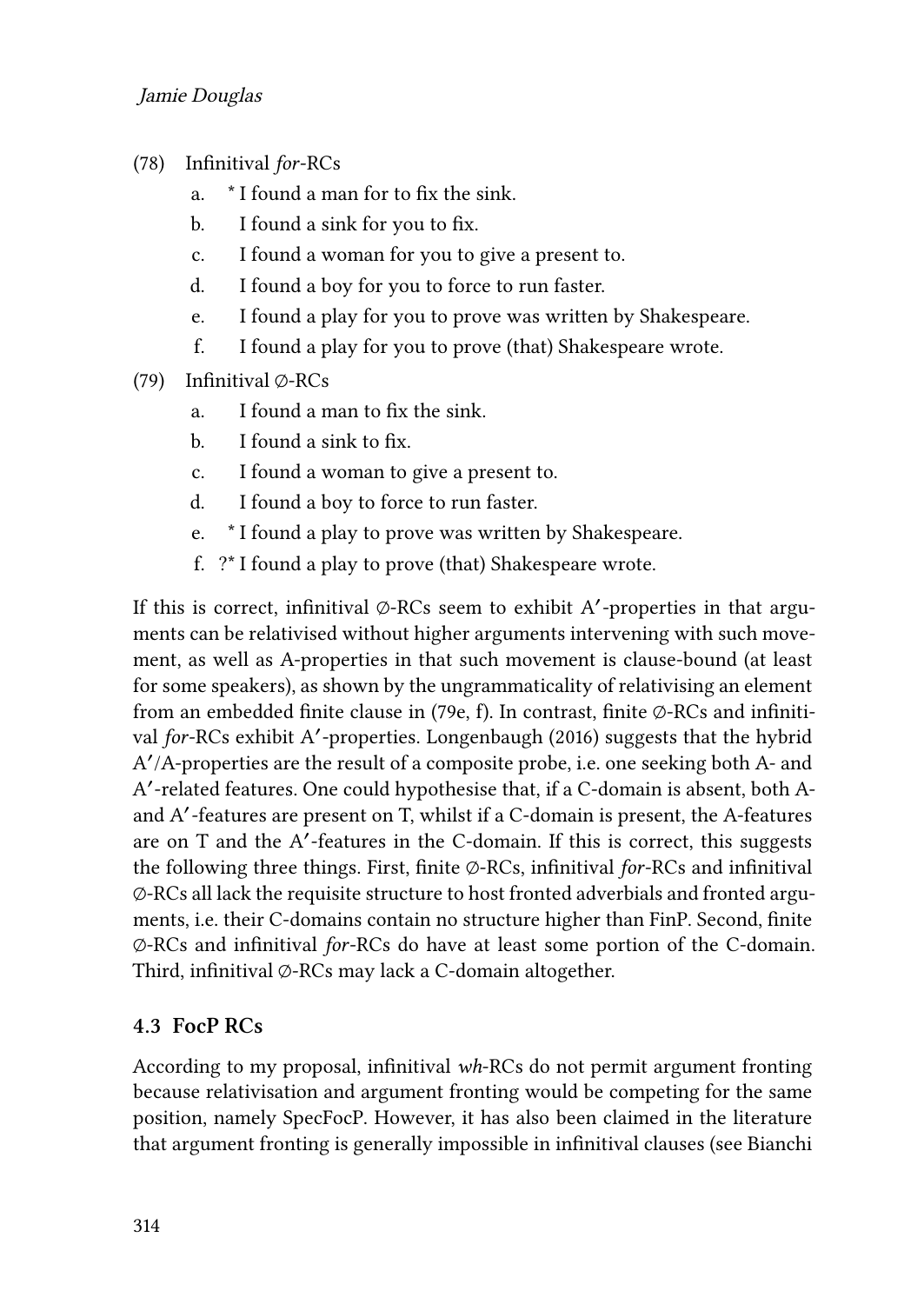(78) Infinitival *for*-RCs

a. * I found a man for to fix the sink.

b. I found a sink for you to fix.

c. I found a woman for you to give a present to.

d. I found a boy for you to force to run faster.

e. I found a play for you to prove was written by Shakespeare.

f. I found a play for you to prove (that) Shakespeare wrote.

(79) Infinitival ∅-RCs

a. I found a man to fix the sink.

b. I found a sink to fix.

c. I found a woman to give a present to.

d. I found a boy to force to run faster.

e. * I found a play to prove was written by Shakespeare.

f. ?* I found a play to prove (that) Shakespeare wrote.

If this is correct, infinitival ∅-RCs seem to exhibit A′-properties in that arguments can be relativised without higher arguments intervening with such movement, as well as A-properties in that such movement is clause-bound (at least for some speakers), as shown by the ungrammaticality of relativising an element from an embedded finite clause in (79e, f). In contrast, finite ∅-RCs and infinitival *for*-RCs exhibit A′-properties. Longenbaugh (2016) suggests that the hybrid A′/A-properties are the result of a composite probe, i.e. one seeking both A- and A′-related features. One could hypothesise that, if a C-domain is absent, both A- and A′-features are present on T, whilst if a C-domain is present, the A-features are on T and the A′-features in the C-domain. If this is correct, this suggests the following three things. First, finite ∅-RCs, infinitival *for*-RCs and infinitival ∅-RCs all lack the requisite structure to host fronted adverbials and fronted arguments, i.e. their C-domains contain no structure higher than FinP. Second, finite ∅-RCs and infinitival *for*-RCs do have at least some portion of the C-domain. Third, infinitival ∅-RCs may lack a C-domain altogether.

### 4.3 FocP RCs

According to my proposal, infinitival *wh*-RCs do not permit argument fronting because relativisation and argument fronting would be competing for the same position, namely SpecFocP. However, it has also been claimed in the literature that argument fronting is generally impossible in infinitival clauses (see Bianchi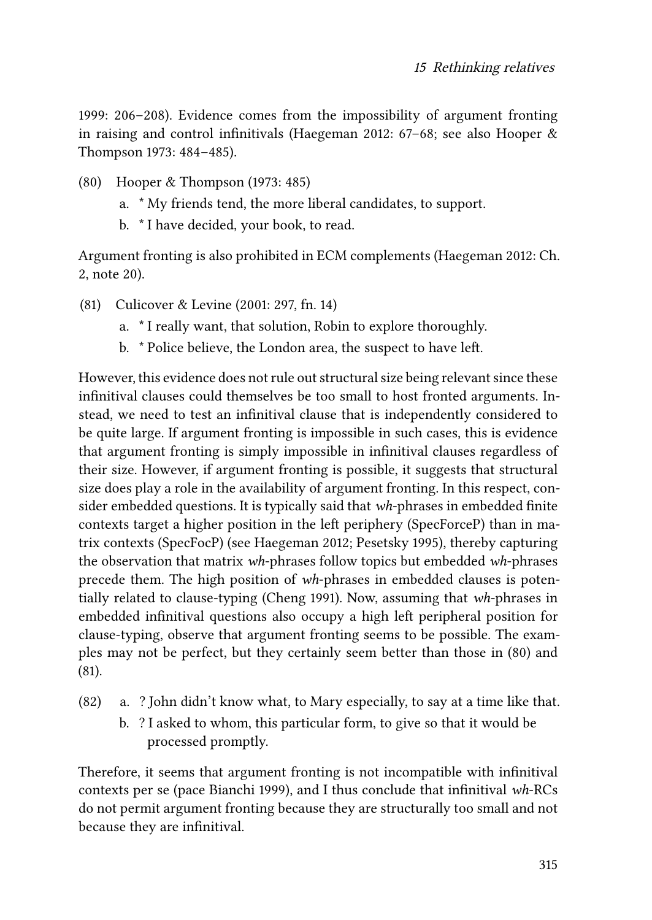1999: 206–208). Evidence comes from the impossibility of argument fronting in raising and control infinitivals (Haegeman 2012: 67–68; see also Hooper & Thompson 1973: 484–485).

(80) Hooper & Thompson (1973: 485)

a. * My friends tend, the more liberal candidates, to support.

b. * I have decided, your book, to read.

Argument fronting is also prohibited in ECM complements (Haegeman 2012: Ch. 2, note 20).

(81) Culicover & Levine (2001: 297, fn. 14)

a. * I really want, that solution, Robin to explore thoroughly.

b. * Police believe, the London area, the suspect to have left.

However, this evidence does not rule out structural size being relevant since these infinitival clauses could themselves be too small to host fronted arguments. Instead, we need to test an infinitival clause that is independently considered to be quite large. If argument fronting is impossible in such cases, this is evidence that argument fronting is simply impossible in infinitival clauses regardless of their size. However, if argument fronting is possible, it suggests that structural size does play a role in the availability of argument fronting. In this respect, consider embedded questions. It is typically said that *wh*-phrases in embedded finite contexts target a higher position in the left periphery (SpecForceP) than in matrix contexts (SpecFocP) (see Haegeman 2012; Pesetsky 1995), thereby capturing the observation that matrix *wh*-phrases follow topics but embedded *wh*-phrases precede them. The high position of *wh*-phrases in embedded clauses is potentially related to clause-typing (Cheng 1991). Now, assuming that *wh*-phrases in embedded infinitival questions also occupy a high left peripheral position for clause-typing, observe that argument fronting seems to be possible. The examples may not be perfect, but they certainly seem better than those in (80) and (81).

(82) a. ? John didn't know what, to Mary especially, to say at a time like that.

b. ? I asked to whom, this particular form, to give so that it would be processed promptly.

Therefore, it seems that argument fronting is not incompatible with infinitival contexts per se (pace Bianchi 1999), and I thus conclude that infinitival *wh*-RCs do not permit argument fronting because they are structurally too small and not because they are infinitival.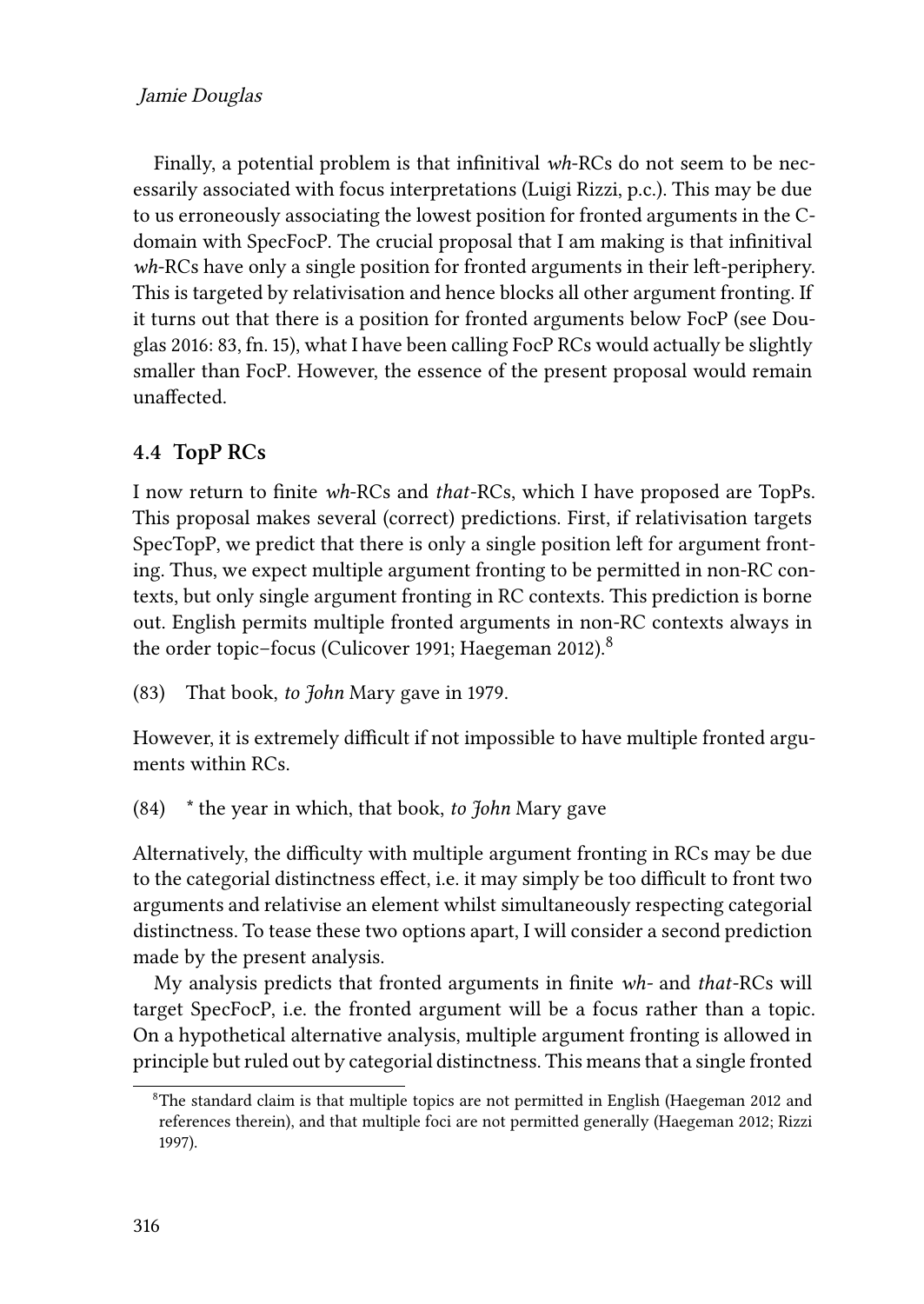Finally, a potential problem is that infinitival *wh*-RCs do not seem to be necessarily associated with focus interpretations (Luigi Rizzi, p.c.). This may be due to us erroneously associating the lowest position for fronted arguments in the C-domain with SpecFocP. The crucial proposal that I am making is that infinitival *wh*-RCs have only a single position for fronted arguments in their left-periphery. This is targeted by relativisation and hence blocks all other argument fronting. If it turns out that there is a position for fronted arguments below FocP (see Douglas 2016: 83, fn. 15), what I have been calling FocP RCs would actually be slightly smaller than FocP. However, the essence of the present proposal would remain unaffected.

### 4.4 TopP RCs

I now return to finite *wh*-RCs and *that*-RCs, which I have proposed are TopPs. This proposal makes several (correct) predictions. First, if relativisation targets SpecTopP, we predict that there is only a single position left for argument fronting. Thus, we expect multiple argument fronting to be permitted in non-RC contexts, but only single argument fronting in RC contexts. This prediction is borne out. English permits multiple fronted arguments in non-RC contexts always in the order topic–focus (Culicover 1991; Haegeman 2012).[8]

(83) That book, *to John* Mary gave in 1979.

However, it is extremely difficult if not impossible to have multiple fronted arguments within RCs.

(84) * the year in which, that book, *to John* Mary gave

Alternatively, the difficulty with multiple argument fronting in RCs may be due to the categorial distinctness effect, i.e. it may simply be too difficult to front two arguments and relativise an element whilst simultaneously respecting categorial distinctness. To tease these two options apart, I will consider a second prediction made by the present analysis.

My analysis predicts that fronted arguments in finite *wh*- and *that*-RCs will target SpecFocP, i.e. the fronted argument will be a focus rather than a topic. On a hypothetical alternative analysis, multiple argument fronting is allowed in principle but ruled out by categorial distinctness. This means that a single fronted

[8] The standard claim is that multiple topics are not permitted in English (Haegeman 2012 and references therein), and that multiple foci are not permitted generally (Haegeman 2012; Rizzi 1997).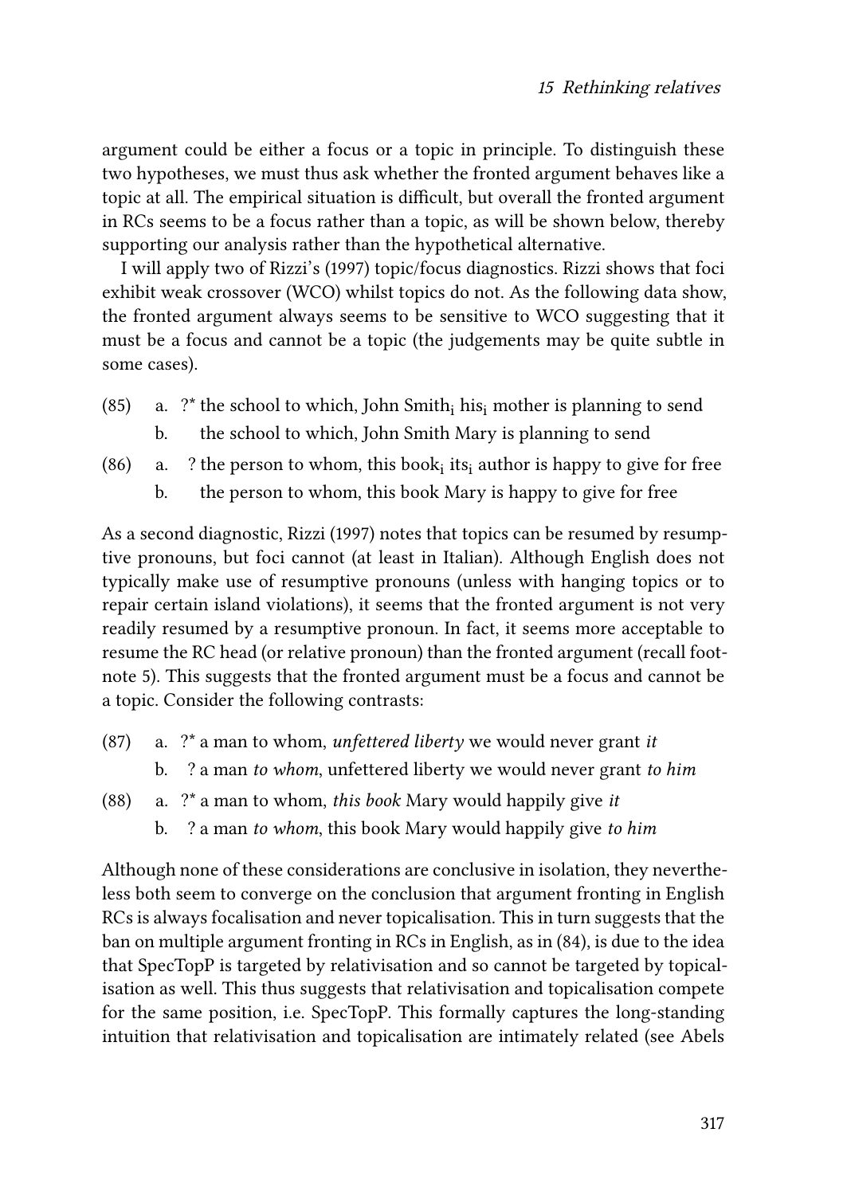argument could be either a focus or a topic in principle. To distinguish these two hypotheses, we must thus ask whether the fronted argument behaves like a topic at all. The empirical situation is difficult, but overall the fronted argument in RCs seems to be a focus rather than a topic, as will be shown below, thereby supporting our analysis rather than the hypothetical alternative.

I will apply two of Rizzi's (1997) topic/focus diagnostics. Rizzi shows that foci exhibit weak crossover (WCO) whilst topics do not. As the following data show, the fronted argument always seems to be sensitive to WCO suggesting that it must be a focus and cannot be a topic (the judgements may be quite subtle in some cases).

(85) a. ?* the school to which, John Smith$_i$ his$_i$ mother is planning to send
     b. the school to which, John Smith Mary is planning to send

(86) a. ? the person to whom, this book$_i$ its$_i$ author is happy to give for free
     b. the person to whom, this book Mary is happy to give for free

As a second diagnostic, Rizzi (1997) notes that topics can be resumed by resumptive pronouns, but foci cannot (at least in Italian). Although English does not typically make use of resumptive pronouns (unless with hanging topics or to repair certain island violations), it seems that the fronted argument is not very readily resumed by a resumptive pronoun. In fact, it seems more acceptable to resume the RC head (or relative pronoun) than the fronted argument (recall footnote 5). This suggests that the fronted argument must be a focus and cannot be a topic. Consider the following contrasts:

(87) a. ?* a man to whom, *unfettered liberty* we would never grant *it*
     b. ? a man *to whom*, unfettered liberty we would never grant *to him*

(88) a. ?* a man to whom, *this book* Mary would happily give *it*
     b. ? a man *to whom*, this book Mary would happily give *to him*

Although none of these considerations are conclusive in isolation, they nevertheless both seem to converge on the conclusion that argument fronting in English RCs is always focalisation and never topicalisation. This in turn suggests that the ban on multiple argument fronting in RCs in English, as in (84), is due to the idea that SpecTopP is targeted by relativisation and so cannot be targeted by topicalisation as well. This thus suggests that relativisation and topicalisation compete for the same position, i.e. SpecTopP. This formally captures the long-standing intuition that relativisation and topicalisation are intimately related (see Abels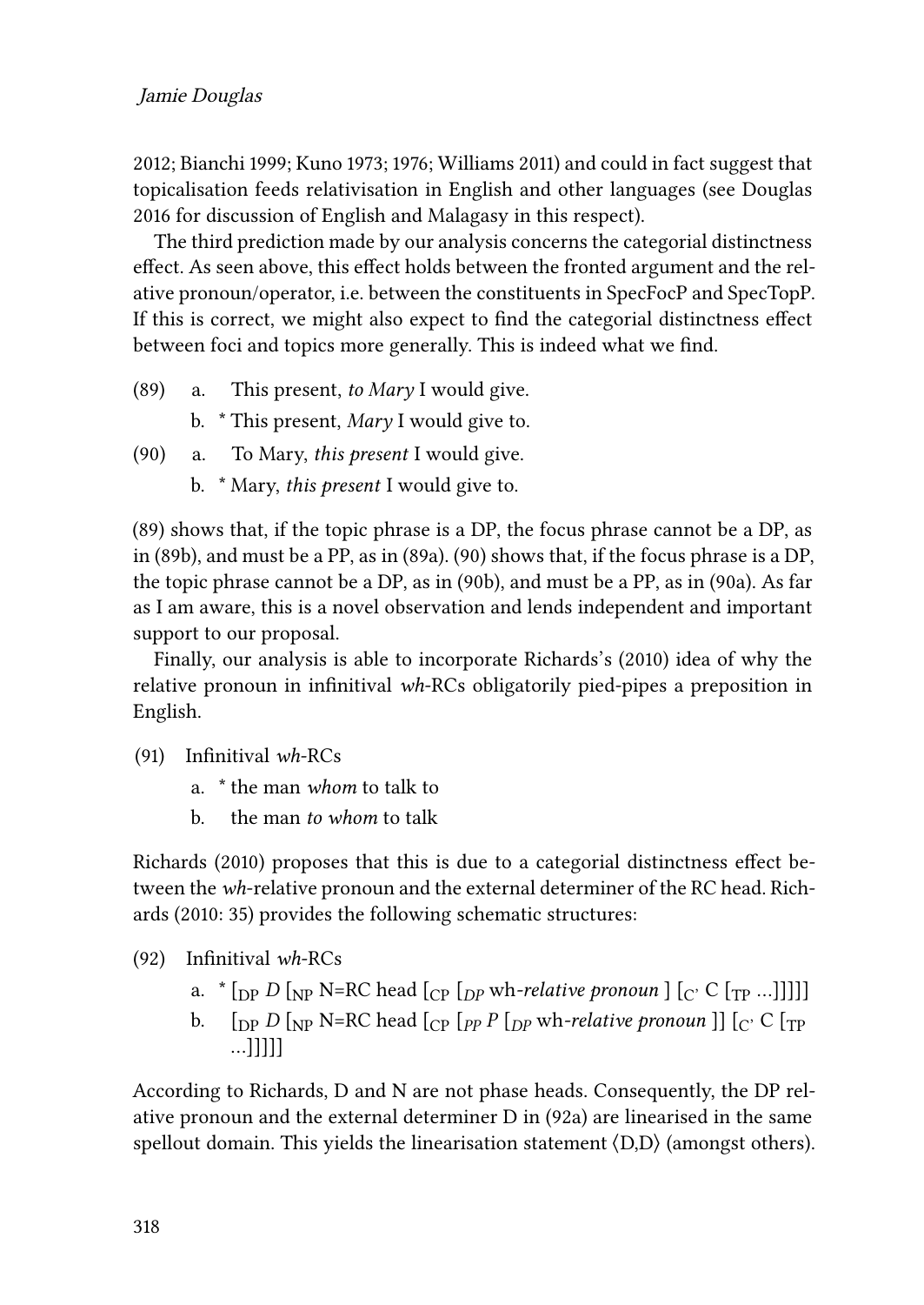2012; Bianchi 1999; Kuno 1973; 1976; Williams 2011) and could in fact suggest that topicalisation feeds relativisation in English and other languages (see Douglas 2016 for discussion of English and Malagasy in this respect).

The third prediction made by our analysis concerns the categorial distinctness effect. As seen above, this effect holds between the fronted argument and the relative pronoun/operator, i.e. between the constituents in SpecFocP and SpecTopP. If this is correct, we might also expect to find the categorial distinctness effect between foci and topics more generally. This is indeed what we find.

(89) a. This present, *to Mary* I would give.

b. * This present, *Mary* I would give to.

(90) a. To Mary, *this present* I would give.

b. * Mary, *this present* I would give to.

(89) shows that, if the topic phrase is a DP, the focus phrase cannot be a DP, as in (89b), and must be a PP, as in (89a). (90) shows that, if the focus phrase is a DP, the topic phrase cannot be a DP, as in (90b), and must be a PP, as in (90a). As far as I am aware, this is a novel observation and lends independent and important support to our proposal.

Finally, our analysis is able to incorporate Richards's (2010) idea of why the relative pronoun in infinitival *wh*-RCs obligatorily pied-pipes a preposition in English.

(91) Infinitival *wh*-RCs

a. * the man *whom* to talk to

b. the man *to whom* to talk

Richards (2010) proposes that this is due to a categorial distinctness effect between the *wh*-relative pronoun and the external determiner of the RC head. Richards (2010: 35) provides the following schematic structures:

(92) Infinitival *wh*-RCs

a. * [$_{\text{DP}}$ *D* [$_{\text{NP}}$ N=RC head [$_{\text{CP}}$ [$_{DP}$ wh-*relative pronoun* ] [$_{\text{C'}}$ C [$_{\text{TP}}$ ...]]]]]

b. [$_{\text{DP}}$ *D* [$_{\text{NP}}$ N=RC head [$_{\text{CP}}$ [$_{PP}$ *P* [$_{DP}$ wh-*relative pronoun* ]] [$_{\text{C'}}$ C [$_{\text{TP}}$ ...]]]]]

According to Richards, D and N are not phase heads. Consequently, the DP relative pronoun and the external determiner D in (92a) are linearised in the same spellout domain. This yields the linearisation statement ⟨D,D⟩ (amongst others).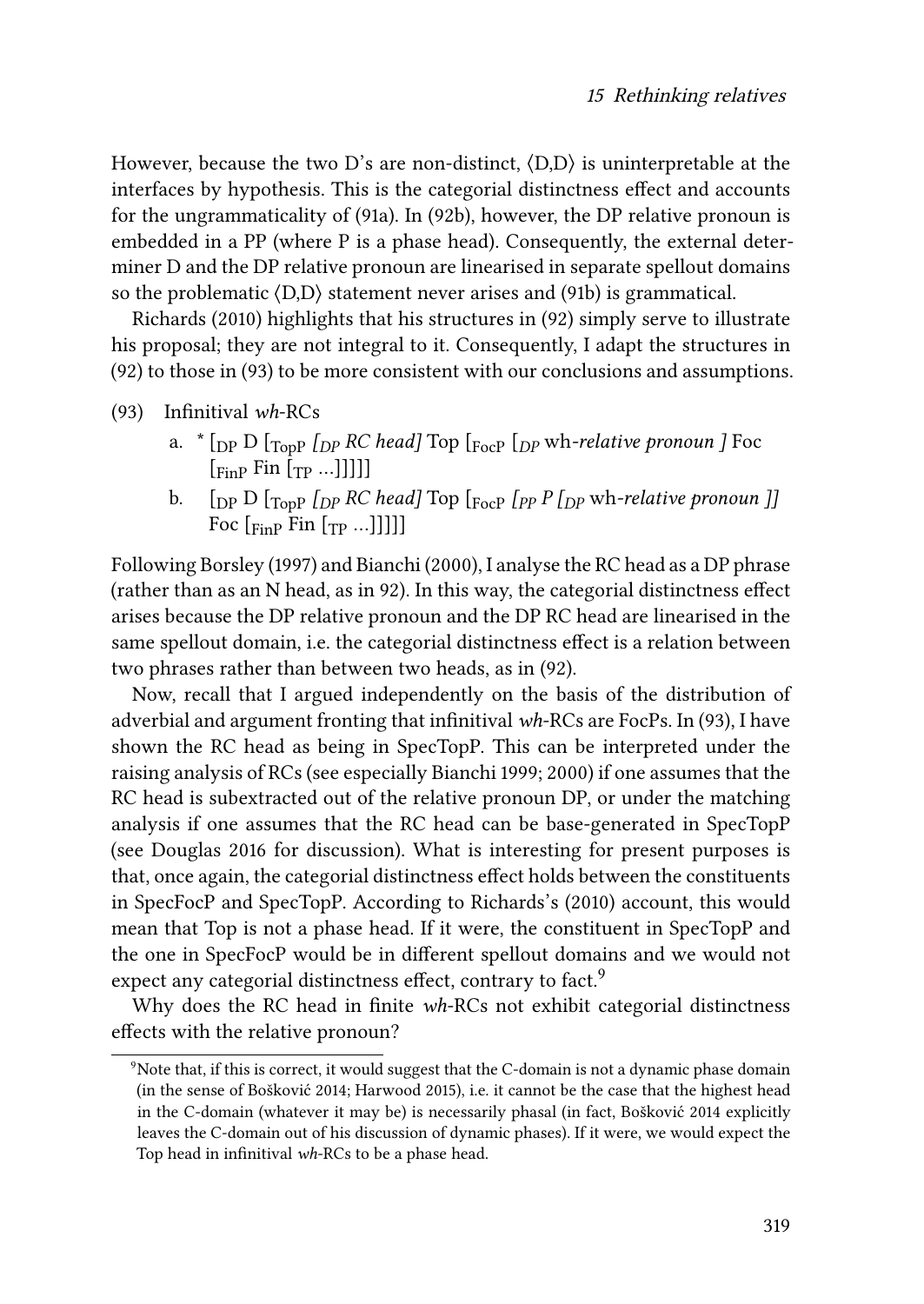However, because the two D's are non-distinct, ⟨D,D⟩ is uninterpretable at the interfaces by hypothesis. This is the categorial distinctness effect and accounts for the ungrammaticality of (91a). In (92b), however, the DP relative pronoun is embedded in a PP (where P is a phase head). Consequently, the external determiner D and the DP relative pronoun are linearised in separate spellout domains so the problematic ⟨D,D⟩ statement never arises and (91b) is grammatical.

Richards (2010) highlights that his structures in (92) simply serve to illustrate his proposal; they are not integral to it. Consequently, I adapt the structures in (92) to those in (93) to be more consistent with our conclusions and assumptions.

(93) Infinitival *wh*-RCs

a. * [$_{DP}$ D [$_{TopP}$ *[$_{DP}$ RC head]* Top [$_{FocP}$ [$_{DP}$ *wh-relative pronoun ]* Foc [$_{FinP}$ Fin [$_{TP}$ ...]]]]]

b. [$_{DP}$ D [$_{TopP}$ *[$_{DP}$ RC head]* Top [$_{FocP}$ *[$_{PP}$ P [$_{DP}$ wh-relative pronoun ]]* Foc [$_{FinP}$ Fin [$_{TP}$ ...]]]]]

Following Borsley (1997) and Bianchi (2000), I analyse the RC head as a DP phrase (rather than as an N head, as in 92). In this way, the categorial distinctness effect arises because the DP relative pronoun and the DP RC head are linearised in the same spellout domain, i.e. the categorial distinctness effect is a relation between two phrases rather than between two heads, as in (92).

Now, recall that I argued independently on the basis of the distribution of adverbial and argument fronting that infinitival *wh*-RCs are FocPs. In (93), I have shown the RC head as being in SpecTopP. This can be interpreted under the raising analysis of RCs (see especially Bianchi 1999; 2000) if one assumes that the RC head is subextracted out of the relative pronoun DP, or under the matching analysis if one assumes that the RC head can be base-generated in SpecTopP (see Douglas 2016 for discussion). What is interesting for present purposes is that, once again, the categorial distinctness effect holds between the constituents in SpecFocP and SpecTopP. According to Richards's (2010) account, this would mean that Top is not a phase head. If it were, the constituent in SpecTopP and the one in SpecFocP would be in different spellout domains and we would not expect any categorial distinctness effect, contrary to fact.[9]

Why does the RC head in finite *wh*-RCs not exhibit categorial distinctness effects with the relative pronoun?

[9] Note that, if this is correct, it would suggest that the C-domain is not a dynamic phase domain (in the sense of Bošković 2014; Harwood 2015), i.e. it cannot be the case that the highest head in the C-domain (whatever it may be) is necessarily phasal (in fact, Bošković 2014 explicitly leaves the C-domain out of his discussion of dynamic phases). If it were, we would expect the Top head in infinitival *wh*-RCs to be a phase head.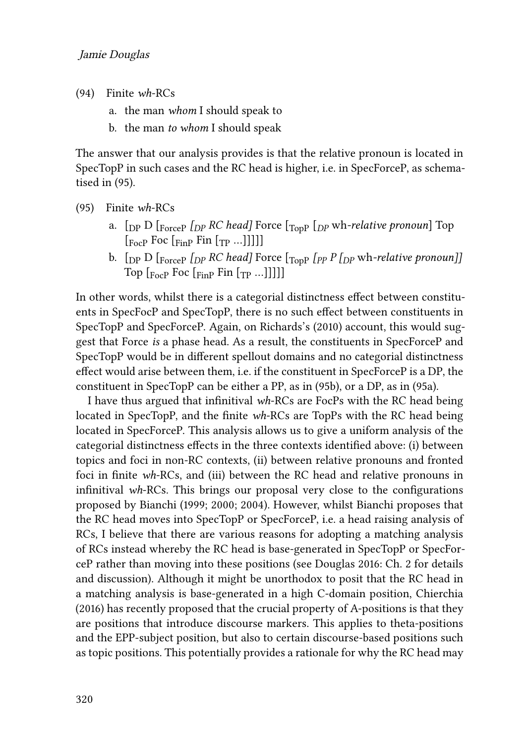(94) Finite *wh*-RCs

a. the man *whom* I should speak to

b. the man *to whom* I should speak

The answer that our analysis provides is that the relative pronoun is located in SpecTopP in such cases and the RC head is higher, i.e. in SpecForceP, as schematised in (95).

(95) Finite *wh*-RCs

a. [$_{DP}$ D [$_{ForceP}$ *[$_{DP}$ RC head]* Force [$_{TopP}$ [$_{DP}$ wh-*relative pronoun*] Top [$_{FocP}$ Foc [$_{FinP}$ Fin [$_{TP}$ ...]]]]]

b. [$_{DP}$ D [$_{ForceP}$ *[$_{DP}$ RC head]* Force [$_{TopP}$ *[$_{PP}$ P [$_{DP}$* wh-*relative pronoun]]* Top [$_{FocP}$ Foc [$_{FinP}$ Fin [$_{TP}$ ...]]]]]

In other words, whilst there is a categorial distinctness effect between constituents in SpecFocP and SpecTopP, there is no such effect between constituents in SpecTopP and SpecForceP. Again, on Richards's (2010) account, this would suggest that Force *is* a phase head. As a result, the constituents in SpecForceP and SpecTopP would be in different spellout domains and no categorial distinctness effect would arise between them, i.e. if the constituent in SpecForceP is a DP, the constituent in SpecTopP can be either a PP, as in (95b), or a DP, as in (95a).

I have thus argued that infinitival *wh*-RCs are FocPs with the RC head being located in SpecTopP, and the finite *wh*-RCs are TopPs with the RC head being located in SpecForceP. This analysis allows us to give a uniform analysis of the categorial distinctness effects in the three contexts identified above: (i) between topics and foci in non-RC contexts, (ii) between relative pronouns and fronted foci in finite *wh*-RCs, and (iii) between the RC head and relative pronouns in infinitival *wh*-RCs. This brings our proposal very close to the configurations proposed by Bianchi (1999; 2000; 2004). However, whilst Bianchi proposes that the RC head moves into SpecTopP or SpecForceP, i.e. a head raising analysis of RCs, I believe that there are various reasons for adopting a matching analysis of RCs instead whereby the RC head is base-generated in SpecTopP or SpecForceP rather than moving into these positions (see Douglas 2016: Ch. 2 for details and discussion). Although it might be unorthodox to posit that the RC head in a matching analysis is base-generated in a high C-domain position, Chierchia (2016) has recently proposed that the crucial property of A-positions is that they are positions that introduce discourse markers. This applies to theta-positions and the EPP-subject position, but also to certain discourse-based positions such as topic positions. This potentially provides a rationale for why the RC head may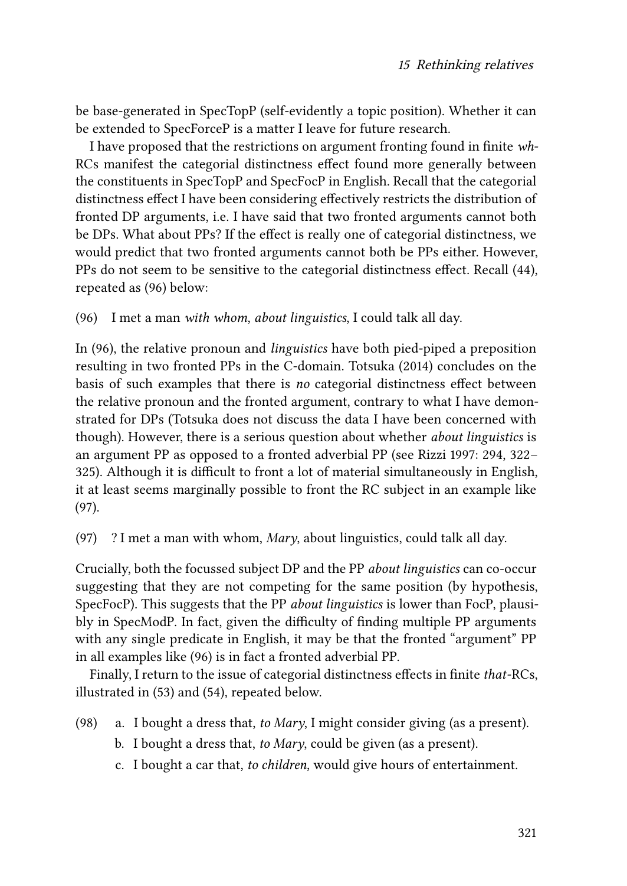be base-generated in SpecTopP (self-evidently a topic position). Whether it can be extended to SpecForceP is a matter I leave for future research.

I have proposed that the restrictions on argument fronting found in finite *wh*-RCs manifest the categorial distinctness effect found more generally between the constituents in SpecTopP and SpecFocP in English. Recall that the categorial distinctness effect I have been considering effectively restricts the distribution of fronted DP arguments, i.e. I have said that two fronted arguments cannot both be DPs. What about PPs? If the effect is really one of categorial distinctness, we would predict that two fronted arguments cannot both be PPs either. However, PPs do not seem to be sensitive to the categorial distinctness effect. Recall (44), repeated as (96) below:

(96) I met a man *with whom*, *about linguistics*, I could talk all day.

In (96), the relative pronoun and *linguistics* have both pied-piped a preposition resulting in two fronted PPs in the C-domain. Totsuka (2014) concludes on the basis of such examples that there is *no* categorial distinctness effect between the relative pronoun and the fronted argument, contrary to what I have demonstrated for DPs (Totsuka does not discuss the data I have been concerned with though). However, there is a serious question about whether *about linguistics* is an argument PP as opposed to a fronted adverbial PP (see Rizzi 1997: 294, 322–325). Although it is difficult to front a lot of material simultaneously in English, it at least seems marginally possible to front the RC subject in an example like (97).

(97) ? I met a man with whom, *Mary*, about linguistics, could talk all day.

Crucially, both the focussed subject DP and the PP *about linguistics* can co-occur suggesting that they are not competing for the same position (by hypothesis, SpecFocP). This suggests that the PP *about linguistics* is lower than FocP, plausibly in SpecModP. In fact, given the difficulty of finding multiple PP arguments with any single predicate in English, it may be that the fronted "argument" PP in all examples like (96) is in fact a fronted adverbial PP.

Finally, I return to the issue of categorial distinctness effects in finite *that*-RCs, illustrated in (53) and (54), repeated below.

(98)
a. I bought a dress that, *to Mary*, I might consider giving (as a present).
b. I bought a dress that, *to Mary*, could be given (as a present).
c. I bought a car that, *to children*, would give hours of entertainment.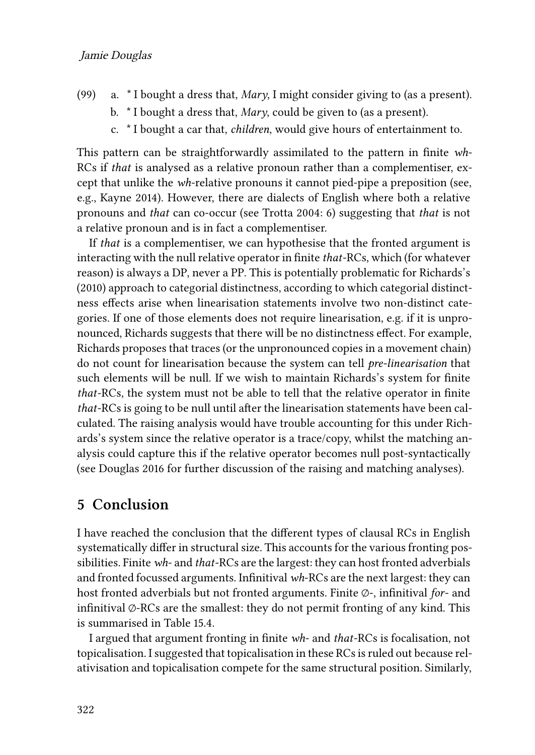(99) a. * I bought a dress that, *Mary*, I might consider giving to (as a present).

b. * I bought a dress that, *Mary*, could be given to (as a present).

c. * I bought a car that, *children*, would give hours of entertainment to.

This pattern can be straightforwardly assimilated to the pattern in finite *wh*-RCs if *that* is analysed as a relative pronoun rather than a complementiser, except that unlike the *wh*-relative pronouns it cannot pied-pipe a preposition (see, e.g., Kayne 2014). However, there are dialects of English where both a relative pronouns and *that* can co-occur (see Trotta 2004: 6) suggesting that *that* is not a relative pronoun and is in fact a complementiser.

If *that* is a complementiser, we can hypothesise that the fronted argument is interacting with the null relative operator in finite *that*-RCs, which (for whatever reason) is always a DP, never a PP. This is potentially problematic for Richards's (2010) approach to categorial distinctness, according to which categorial distinctness effects arise when linearisation statements involve two non-distinct categories. If one of those elements does not require linearisation, e.g. if it is unpronounced, Richards suggests that there will be no distinctness effect. For example, Richards proposes that traces (or the unpronounced copies in a movement chain) do not count for linearisation because the system can tell *pre-linearisation* that such elements will be null. If we wish to maintain Richards's system for finite *that*-RCs, the system must not be able to tell that the relative operator in finite *that*-RCs is going to be null until after the linearisation statements have been calculated. The raising analysis would have trouble accounting for this under Richards's system since the relative operator is a trace/copy, whilst the matching analysis could capture this if the relative operator becomes null post-syntactically (see Douglas 2016 for further discussion of the raising and matching analyses).

## 5 Conclusion

I have reached the conclusion that the different types of clausal RCs in English systematically differ in structural size. This accounts for the various fronting possibilities. Finite *wh*- and *that*-RCs are the largest: they can host fronted adverbials and fronted focussed arguments. Infinitival *wh*-RCs are the next largest: they can host fronted adverbials but not fronted arguments. Finite ∅-, infinitival *for*- and infinitival ∅-RCs are the smallest: they do not permit fronting of any kind. This is summarised in Table 15.4.

I argued that argument fronting in finite *wh*- and *that*-RCs is focalisation, not topicalisation. I suggested that topicalisation in these RCs is ruled out because relativisation and topicalisation compete for the same structural position. Similarly,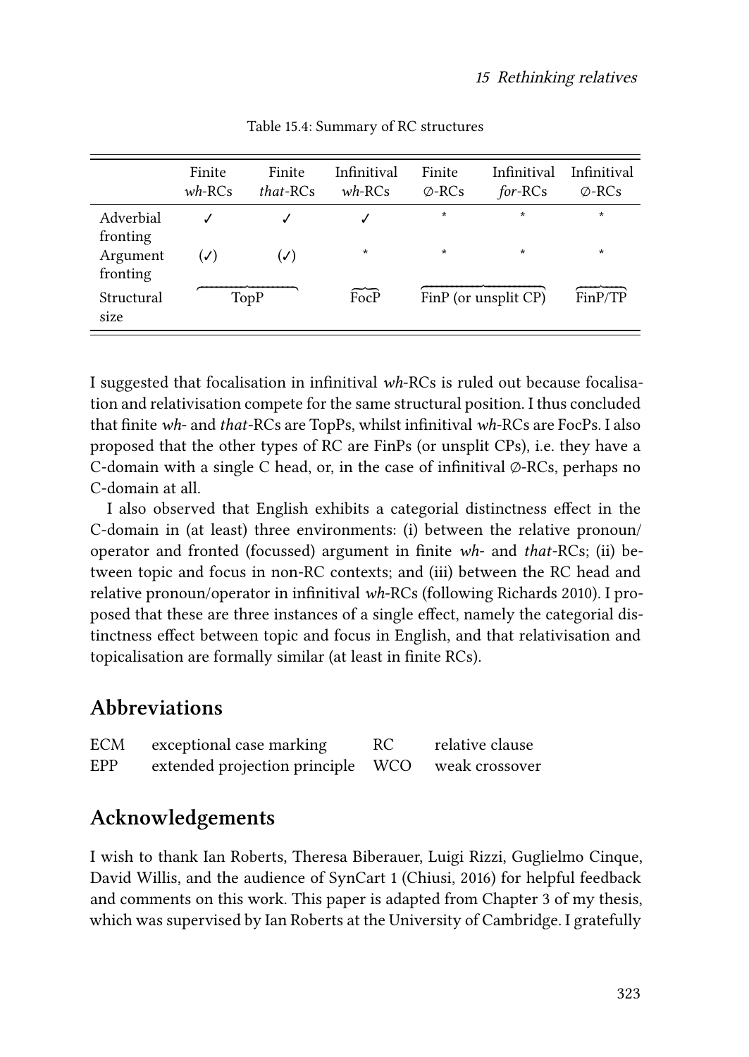Table 15.4: Summary of RC structures

| | Finite *wh*-RCs | Finite *that*-RCs | Infinitival *wh*-RCs | Finite ∅-RCs | Infinitival *for*-RCs | Infinitival ∅-RCs |
|---|---|---|---|---|---|---|
| Adverbial fronting | ✓ | ✓ | ✓ | * | * | * |
| Argument fronting | (✓) | (✓) | * | * | * | * |
| Structural size | TopP | | FocP | FinP (or unsplit CP) | | FinP/TP |

I suggested that focalisation in infinitival *wh*-RCs is ruled out because focalisation and relativisation compete for the same structural position. I thus concluded that finite *wh*- and *that*-RCs are TopPs, whilst infinitival *wh*-RCs are FocPs. I also proposed that the other types of RC are FinPs (or unsplit CPs), i.e. they have a C-domain with a single C head, or, in the case of infinitival ∅-RCs, perhaps no C-domain at all.

I also observed that English exhibits a categorial distinctness effect in the C-domain in (at least) three environments: (i) between the relative pronoun/ operator and fronted (focussed) argument in finite *wh*- and *that*-RCs; (ii) between topic and focus in non-RC contexts; and (iii) between the RC head and relative pronoun/operator in infinitival *wh*-RCs (following Richards 2010). I proposed that these are three instances of a single effect, namely the categorial distinctness effect between topic and focus in English, and that relativisation and topicalisation are formally similar (at least in finite RCs).

## Abbreviations

| | | | |
|---|---|---|---|
| ECM | exceptional case marking | RC | relative clause |
| EPP | extended projection principle | WCO | weak crossover |

## Acknowledgements

I wish to thank Ian Roberts, Theresa Biberauer, Luigi Rizzi, Guglielmo Cinque, David Willis, and the audience of SynCart 1 (Chiusi, 2016) for helpful feedback and comments on this work. This paper is adapted from Chapter 3 of my thesis, which was supervised by Ian Roberts at the University of Cambridge. I gratefully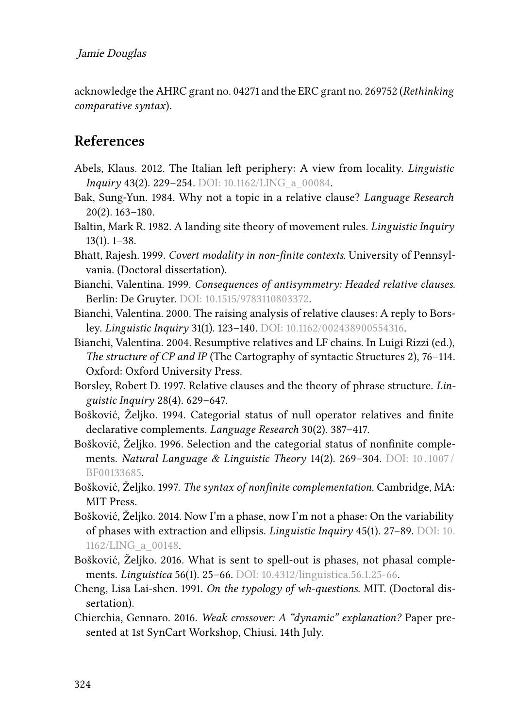acknowledge the AHRC grant no. 04271 and the ERC grant no. 269752 (*Rethinking comparative syntax*).

## References

Abels, Klaus. 2012. The Italian left periphery: A view from locality. *Linguistic Inquiry* 43(2). 229–254. DOI: 10.1162/LING_a_00084.

Bak, Sung-Yun. 1984. Why not a topic in a relative clause? *Language Research* 20(2). 163–180.

Baltin, Mark R. 1982. A landing site theory of movement rules. *Linguistic Inquiry* 13(1). 1–38.

Bhatt, Rajesh. 1999. *Covert modality in non-finite contexts*. University of Pennsylvania. (Doctoral dissertation).

Bianchi, Valentina. 1999. *Consequences of antisymmetry: Headed relative clauses*. Berlin: De Gruyter. DOI: 10.1515/9783110803372.

Bianchi, Valentina. 2000. The raising analysis of relative clauses: A reply to Borsley. *Linguistic Inquiry* 31(1). 123–140. DOI: 10.1162/002438900554316.

Bianchi, Valentina. 2004. Resumptive relatives and LF chains. In Luigi Rizzi (ed.), *The structure of CP and IP* (The Cartography of syntactic Structures 2), 76–114. Oxford: Oxford University Press.

Borsley, Robert D. 1997. Relative clauses and the theory of phrase structure. *Linguistic Inquiry* 28(4). 629–647.

Bošković, Željko. 1994. Categorial status of null operator relatives and finite declarative complements. *Language Research* 30(2). 387–417.

Bošković, Željko. 1996. Selection and the categorial status of nonfinite complements. *Natural Language & Linguistic Theory* 14(2). 269–304. DOI: 10.1007/BF00133685.

Bošković, Željko. 1997. *The syntax of nonfinite complementation*. Cambridge, MA: MIT Press.

Bošković, Željko. 2014. Now I'm a phase, now I'm not a phase: On the variability of phases with extraction and ellipsis. *Linguistic Inquiry* 45(1). 27–89. DOI: 10.1162/LING_a_00148.

Bošković, Željko. 2016. What is sent to spell-out is phases, not phasal complements. *Linguistica* 56(1). 25–66. DOI: 10.4312/linguistica.56.1.25-66.

Cheng, Lisa Lai-shen. 1991. *On the typology of wh-questions*. MIT. (Doctoral dissertation).

Chierchia, Gennaro. 2016. *Weak crossover: A "dynamic" explanation?* Paper presented at 1st SynCart Workshop, Chiusi, 14th July.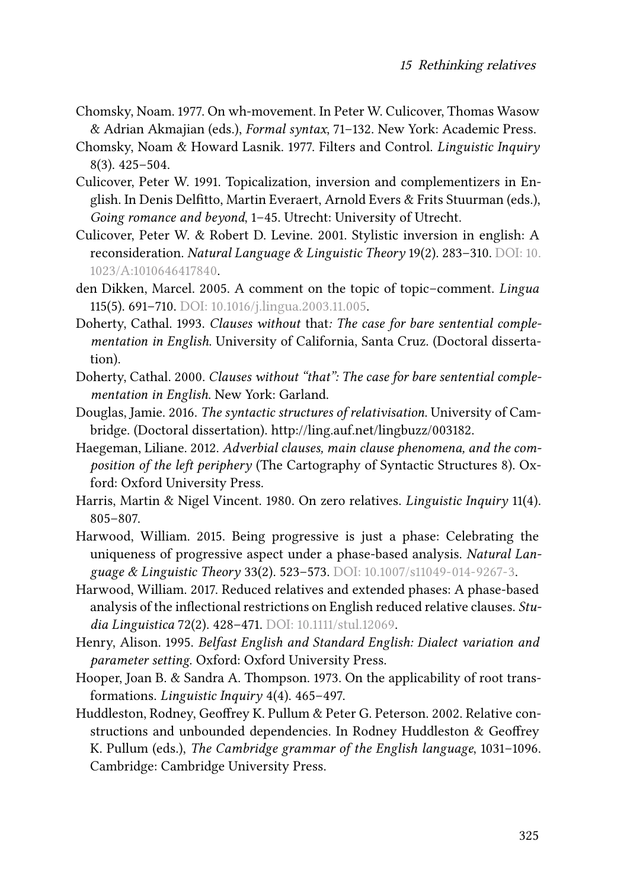Chomsky, Noam. 1977. On wh-movement. In Peter W. Culicover, Thomas Wasow & Adrian Akmajian (eds.), *Formal syntax*, 71–132. New York: Academic Press.

Chomsky, Noam & Howard Lasnik. 1977. Filters and Control. *Linguistic Inquiry* 8(3). 425–504.

Culicover, Peter W. 1991. Topicalization, inversion and complementizers in English. In Denis Delfitto, Martin Everaert, Arnold Evers & Frits Stuurman (eds.), *Going romance and beyond*, 1–45. Utrecht: University of Utrecht.

Culicover, Peter W. & Robert D. Levine. 2001. Stylistic inversion in english: A reconsideration. *Natural Language & Linguistic Theory* 19(2). 283–310. DOI: 10.1023/A:1010646417840.

den Dikken, Marcel. 2005. A comment on the topic of topic–comment. *Lingua* 115(5). 691–710. DOI: 10.1016/j.lingua.2003.11.005.

Doherty, Cathal. 1993. *Clauses without* that*: The case for bare sentential complementation in English*. University of California, Santa Cruz. (Doctoral dissertation).

Doherty, Cathal. 2000. *Clauses without "that": The case for bare sentential complementation in English*. New York: Garland.

Douglas, Jamie. 2016. *The syntactic structures of relativisation*. University of Cambridge. (Doctoral dissertation). http://ling.auf.net/lingbuzz/003182.

Haegeman, Liliane. 2012. *Adverbial clauses, main clause phenomena, and the composition of the left periphery* (The Cartography of Syntactic Structures 8). Oxford: Oxford University Press.

Harris, Martin & Nigel Vincent. 1980. On zero relatives. *Linguistic Inquiry* 11(4). 805–807.

Harwood, William. 2015. Being progressive is just a phase: Celebrating the uniqueness of progressive aspect under a phase-based analysis. *Natural Language & Linguistic Theory* 33(2). 523–573. DOI: 10.1007/s11049-014-9267-3.

Harwood, William. 2017. Reduced relatives and extended phases: A phase-based analysis of the inflectional restrictions on English reduced relative clauses. *Studia Linguistica* 72(2). 428–471. DOI: 10.1111/stul.12069.

Henry, Alison. 1995. *Belfast English and Standard English: Dialect variation and parameter setting*. Oxford: Oxford University Press.

Hooper, Joan B. & Sandra A. Thompson. 1973. On the applicability of root transformations. *Linguistic Inquiry* 4(4). 465–497.

Huddleston, Rodney, Geoffrey K. Pullum & Peter G. Peterson. 2002. Relative constructions and unbounded dependencies. In Rodney Huddleston & Geoffrey K. Pullum (eds.), *The Cambridge grammar of the English language*, 1031–1096. Cambridge: Cambridge University Press.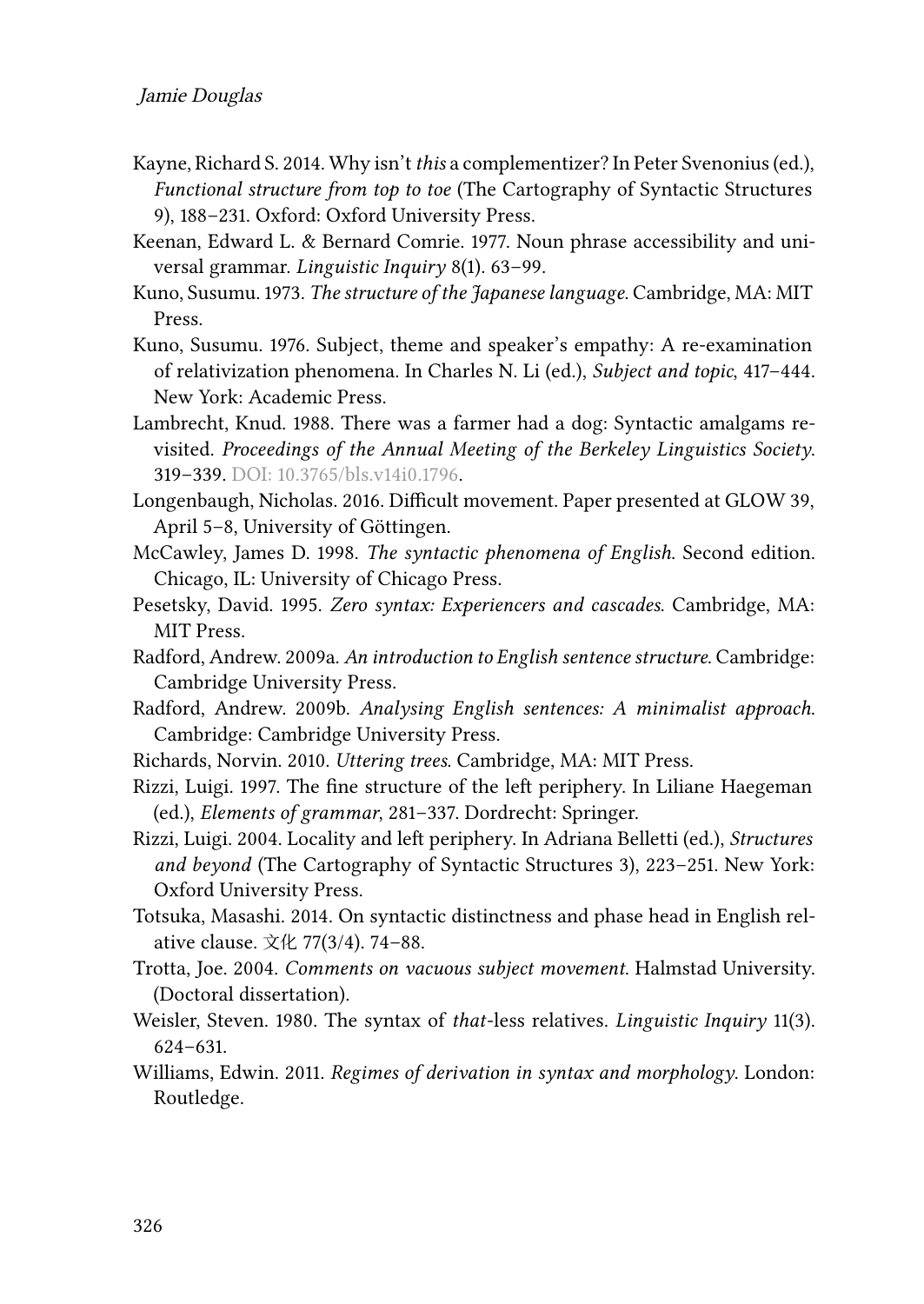Kayne, Richard S. 2014. Why isn't *this* a complementizer? In Peter Svenonius (ed.), *Functional structure from top to toe* (The Cartography of Syntactic Structures 9), 188–231. Oxford: Oxford University Press.

Keenan, Edward L. & Bernard Comrie. 1977. Noun phrase accessibility and universal grammar. *Linguistic Inquiry* 8(1). 63–99.

Kuno, Susumu. 1973. *The structure of the Japanese language*. Cambridge, MA: MIT Press.

Kuno, Susumu. 1976. Subject, theme and speaker's empathy: A re-examination of relativization phenomena. In Charles N. Li (ed.), *Subject and topic*, 417–444. New York: Academic Press.

Lambrecht, Knud. 1988. There was a farmer had a dog: Syntactic amalgams revisited. *Proceedings of the Annual Meeting of the Berkeley Linguistics Society*. 319–339. DOI: 10.3765/bls.v14i0.1796.

Longenbaugh, Nicholas. 2016. Difficult movement. Paper presented at GLOW 39, April 5–8, University of Göttingen.

McCawley, James D. 1998. *The syntactic phenomena of English*. Second edition. Chicago, IL: University of Chicago Press.

Pesetsky, David. 1995. *Zero syntax: Experiencers and cascades*. Cambridge, MA: MIT Press.

Radford, Andrew. 2009a. *An introduction to English sentence structure*. Cambridge: Cambridge University Press.

Radford, Andrew. 2009b. *Analysing English sentences: A minimalist approach*. Cambridge: Cambridge University Press.

Richards, Norvin. 2010. *Uttering trees*. Cambridge, MA: MIT Press.

Rizzi, Luigi. 1997. The fine structure of the left periphery. In Liliane Haegeman (ed.), *Elements of grammar*, 281–337. Dordrecht: Springer.

Rizzi, Luigi. 2004. Locality and left periphery. In Adriana Belletti (ed.), *Structures and beyond* (The Cartography of Syntactic Structures 3), 223–251. New York: Oxford University Press.

Totsuka, Masashi. 2014. On syntactic distinctness and phase head in English relative clause. 文化 77(3/4). 74–88.

Trotta, Joe. 2004. *Comments on vacuous subject movement*. Halmstad University. (Doctoral dissertation).

Weisler, Steven. 1980. The syntax of *that*-less relatives. *Linguistic Inquiry* 11(3). 624–631.

Williams, Edwin. 2011. *Regimes of derivation in syntax and morphology*. London: Routledge.